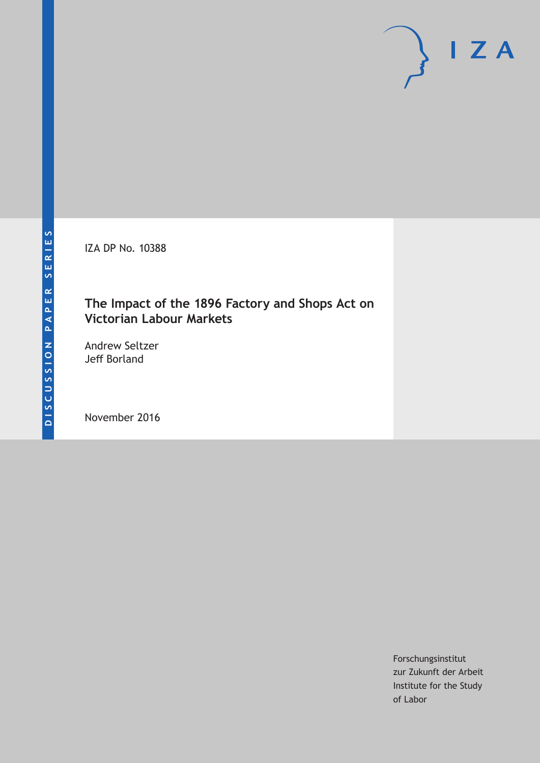IZA DP No. 10388

# The Impact of the 1896 Factory and Shops Act on Victorian Labour Markets

Andrew Seltzer
Jeff Borland

November 2016

Forschungsinstitut
zur Zukunft der Arbeit
Institute for the Study
of Labor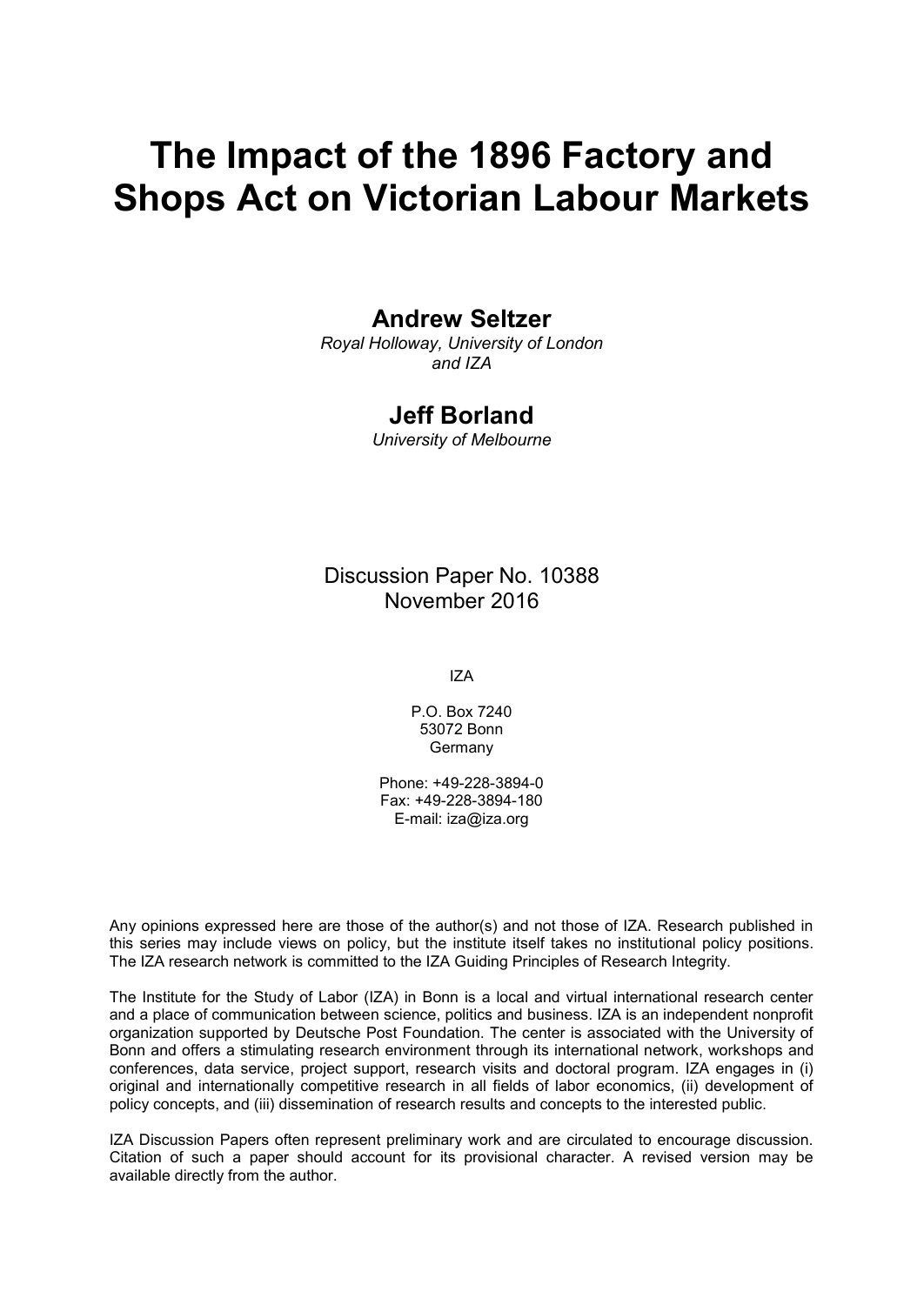# The Impact of the 1896 Factory and Shops Act on Victorian Labour Markets

**Andrew Seltzer**

*Royal Holloway, University of London and IZA*

**Jeff Borland**

*University of Melbourne*

Discussion Paper No. 10388
November 2016

IZA

P.O. Box 7240
53072 Bonn
Germany

Phone: +49-228-3894-0
Fax: +49-228-3894-180
E-mail: iza@iza.org

Any opinions expressed here are those of the author(s) and not those of IZA. Research published in this series may include views on policy, but the institute itself takes no institutional policy positions. The IZA research network is committed to the IZA Guiding Principles of Research Integrity.

The Institute for the Study of Labor (IZA) in Bonn is a local and virtual international research center and a place of communication between science, politics and business. IZA is an independent nonprofit organization supported by Deutsche Post Foundation. The center is associated with the University of Bonn and offers a stimulating research environment through its international network, workshops and conferences, data service, project support, research visits and doctoral program. IZA engages in (i) original and internationally competitive research in all fields of labor economics, (ii) development of policy concepts, and (iii) dissemination of research results and concepts to the interested public.

IZA Discussion Papers often represent preliminary work and are circulated to encourage discussion. Citation of such a paper should account for its provisional character. A revised version may be available directly from the author.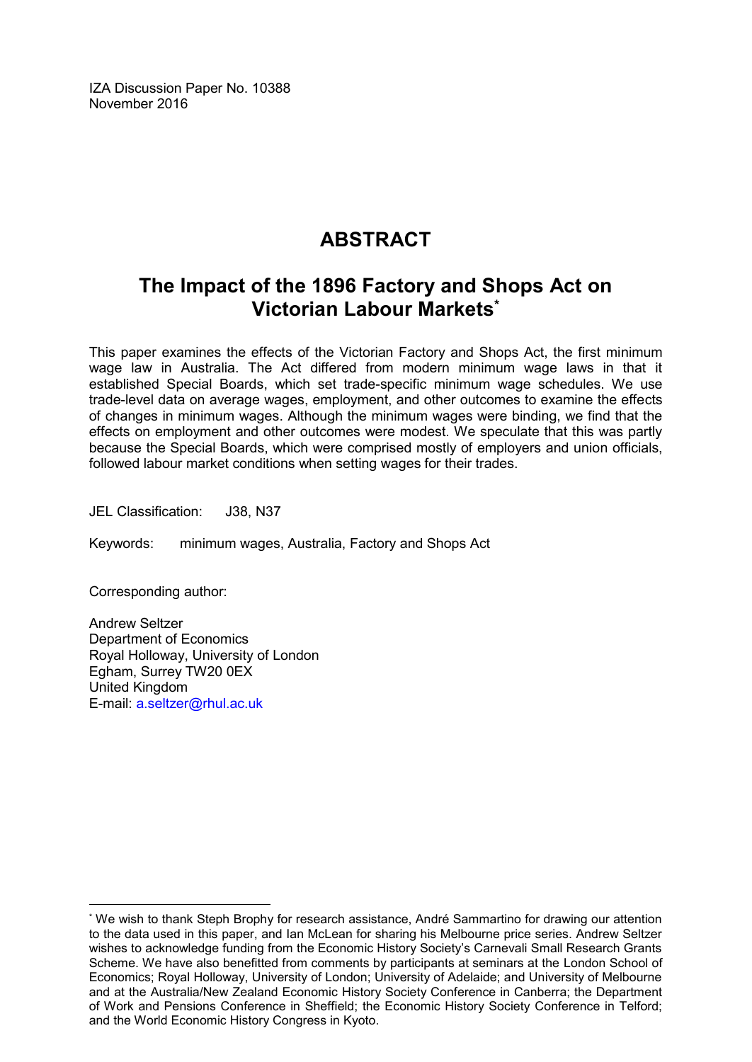IZA Discussion Paper No. 10388
November 2016

# ABSTRACT

## The Impact of the 1896 Factory and Shops Act on Victorian Labour Markets*

This paper examines the effects of the Victorian Factory and Shops Act, the first minimum wage law in Australia. The Act differed from modern minimum wage laws in that it established Special Boards, which set trade-specific minimum wage schedules. We use trade-level data on average wages, employment, and other outcomes to examine the effects of changes in minimum wages. Although the minimum wages were binding, we find that the effects on employment and other outcomes were modest. We speculate that this was partly because the Special Boards, which were comprised mostly of employers and union officials, followed labour market conditions when setting wages for their trades.

JEL Classification: J38, N37

Keywords: minimum wages, Australia, Factory and Shops Act

Corresponding author:

Andrew Seltzer
Department of Economics
Royal Holloway, University of London
Egham, Surrey TW20 0EX
United Kingdom
E-mail: a.seltzer@rhul.ac.uk

---

* We wish to thank Steph Brophy for research assistance, André Sammartino for drawing our attention to the data used in this paper, and Ian McLean for sharing his Melbourne price series. Andrew Seltzer wishes to acknowledge funding from the Economic History Society's Carnevali Small Research Grants Scheme. We have also benefitted from comments by participants at seminars at the London School of Economics; Royal Holloway, University of London; University of Adelaide; and University of Melbourne and at the Australia/New Zealand Economic History Society Conference in Canberra; the Department of Work and Pensions Conference in Sheffield; the Economic History Society Conference in Telford; and the World Economic History Congress in Kyoto.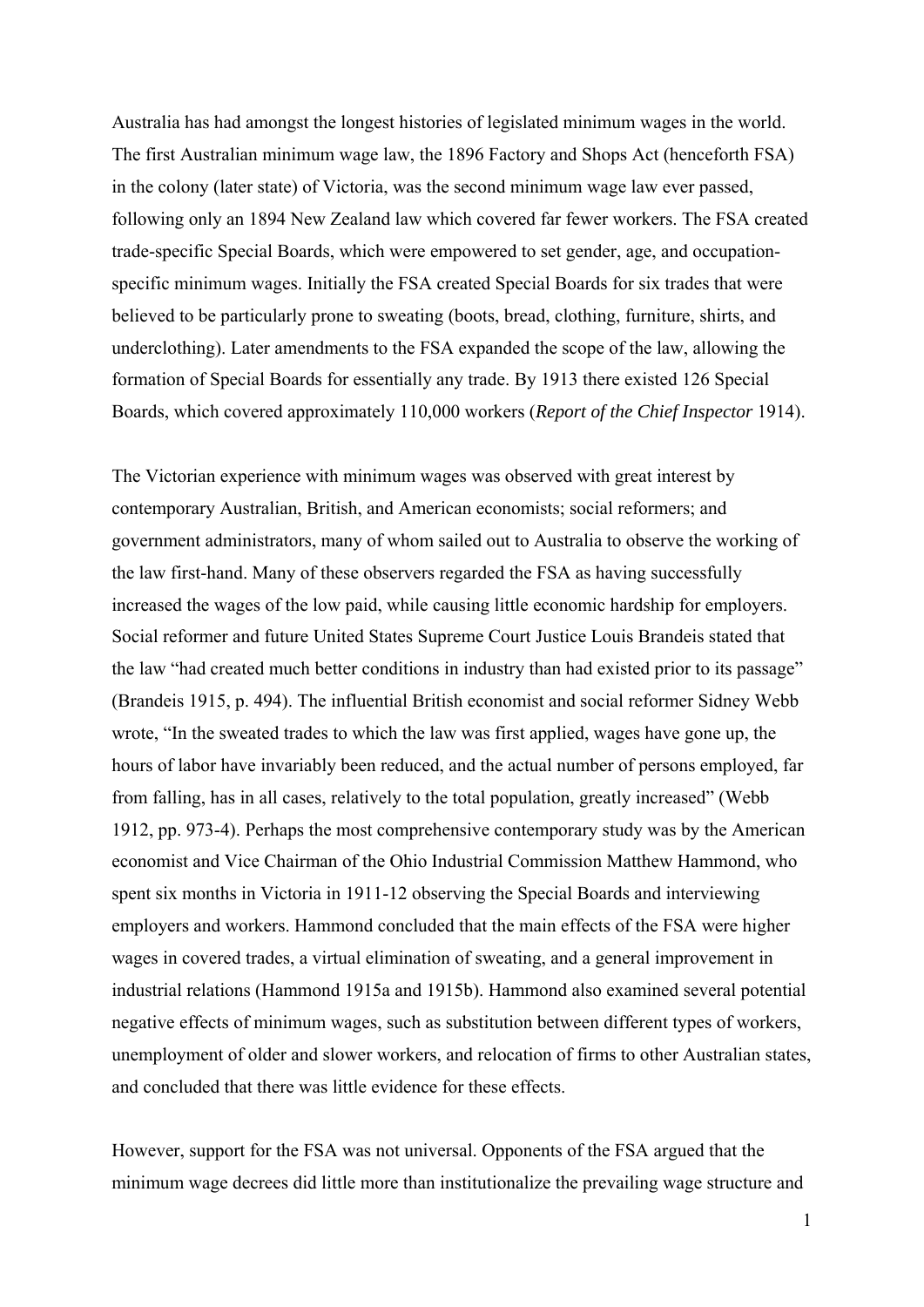Australia has had amongst the longest histories of legislated minimum wages in the world. The first Australian minimum wage law, the 1896 Factory and Shops Act (henceforth FSA) in the colony (later state) of Victoria, was the second minimum wage law ever passed, following only an 1894 New Zealand law which covered far fewer workers. The FSA created trade-specific Special Boards, which were empowered to set gender, age, and occupation-specific minimum wages. Initially the FSA created Special Boards for six trades that were believed to be particularly prone to sweating (boots, bread, clothing, furniture, shirts, and underclothing). Later amendments to the FSA expanded the scope of the law, allowing the formation of Special Boards for essentially any trade. By 1913 there existed 126 Special Boards, which covered approximately 110,000 workers (*Report of the Chief Inspector* 1914).

The Victorian experience with minimum wages was observed with great interest by contemporary Australian, British, and American economists; social reformers; and government administrators, many of whom sailed out to Australia to observe the working of the law first-hand. Many of these observers regarded the FSA as having successfully increased the wages of the low paid, while causing little economic hardship for employers. Social reformer and future United States Supreme Court Justice Louis Brandeis stated that the law "had created much better conditions in industry than had existed prior to its passage" (Brandeis 1915, p. 494). The influential British economist and social reformer Sidney Webb wrote, "In the sweated trades to which the law was first applied, wages have gone up, the hours of labor have invariably been reduced, and the actual number of persons employed, far from falling, has in all cases, relatively to the total population, greatly increased" (Webb 1912, pp. 973-4). Perhaps the most comprehensive contemporary study was by the American economist and Vice Chairman of the Ohio Industrial Commission Matthew Hammond, who spent six months in Victoria in 1911-12 observing the Special Boards and interviewing employers and workers. Hammond concluded that the main effects of the FSA were higher wages in covered trades, a virtual elimination of sweating, and a general improvement in industrial relations (Hammond 1915a and 1915b). Hammond also examined several potential negative effects of minimum wages, such as substitution between different types of workers, unemployment of older and slower workers, and relocation of firms to other Australian states, and concluded that there was little evidence for these effects.

However, support for the FSA was not universal. Opponents of the FSA argued that the minimum wage decrees did little more than institutionalize the prevailing wage structure and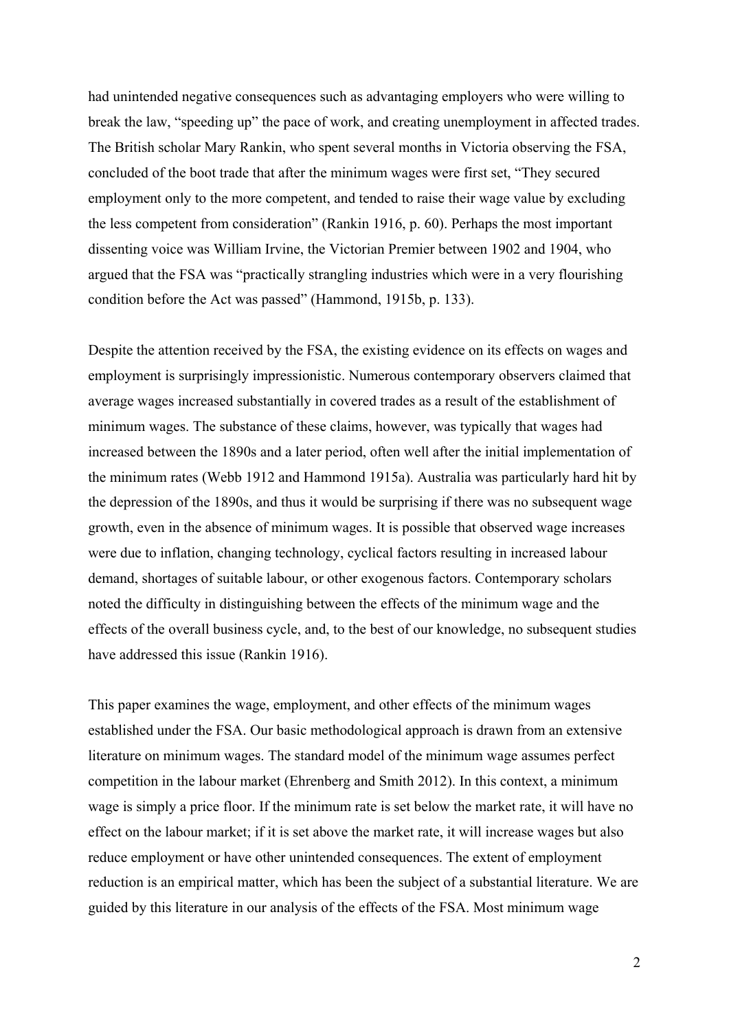had unintended negative consequences such as advantaging employers who were willing to break the law, "speeding up" the pace of work, and creating unemployment in affected trades. The British scholar Mary Rankin, who spent several months in Victoria observing the FSA, concluded of the boot trade that after the minimum wages were first set, "They secured employment only to the more competent, and tended to raise their wage value by excluding the less competent from consideration" (Rankin 1916, p. 60). Perhaps the most important dissenting voice was William Irvine, the Victorian Premier between 1902 and 1904, who argued that the FSA was "practically strangling industries which were in a very flourishing condition before the Act was passed" (Hammond, 1915b, p. 133).

Despite the attention received by the FSA, the existing evidence on its effects on wages and employment is surprisingly impressionistic. Numerous contemporary observers claimed that average wages increased substantially in covered trades as a result of the establishment of minimum wages. The substance of these claims, however, was typically that wages had increased between the 1890s and a later period, often well after the initial implementation of the minimum rates (Webb 1912 and Hammond 1915a). Australia was particularly hard hit by the depression of the 1890s, and thus it would be surprising if there was no subsequent wage growth, even in the absence of minimum wages. It is possible that observed wage increases were due to inflation, changing technology, cyclical factors resulting in increased labour demand, shortages of suitable labour, or other exogenous factors. Contemporary scholars noted the difficulty in distinguishing between the effects of the minimum wage and the effects of the overall business cycle, and, to the best of our knowledge, no subsequent studies have addressed this issue (Rankin 1916).

This paper examines the wage, employment, and other effects of the minimum wages established under the FSA. Our basic methodological approach is drawn from an extensive literature on minimum wages. The standard model of the minimum wage assumes perfect competition in the labour market (Ehrenberg and Smith 2012). In this context, a minimum wage is simply a price floor. If the minimum rate is set below the market rate, it will have no effect on the labour market; if it is set above the market rate, it will increase wages but also reduce employment or have other unintended consequences. The extent of employment reduction is an empirical matter, which has been the subject of a substantial literature. We are guided by this literature in our analysis of the effects of the FSA. Most minimum wage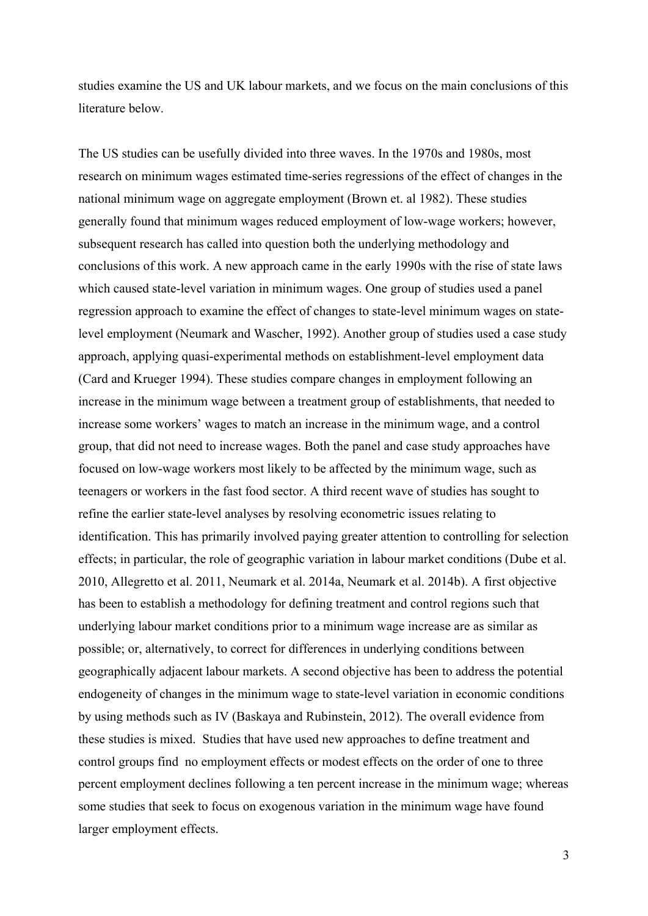studies examine the US and UK labour markets, and we focus on the main conclusions of this literature below.

The US studies can be usefully divided into three waves. In the 1970s and 1980s, most research on minimum wages estimated time-series regressions of the effect of changes in the national minimum wage on aggregate employment (Brown et. al 1982). These studies generally found that minimum wages reduced employment of low-wage workers; however, subsequent research has called into question both the underlying methodology and conclusions of this work. A new approach came in the early 1990s with the rise of state laws which caused state-level variation in minimum wages. One group of studies used a panel regression approach to examine the effect of changes to state-level minimum wages on state-level employment (Neumark and Wascher, 1992). Another group of studies used a case study approach, applying quasi-experimental methods on establishment-level employment data (Card and Krueger 1994). These studies compare changes in employment following an increase in the minimum wage between a treatment group of establishments, that needed to increase some workers' wages to match an increase in the minimum wage, and a control group, that did not need to increase wages. Both the panel and case study approaches have focused on low-wage workers most likely to be affected by the minimum wage, such as teenagers or workers in the fast food sector. A third recent wave of studies has sought to refine the earlier state-level analyses by resolving econometric issues relating to identification. This has primarily involved paying greater attention to controlling for selection effects; in particular, the role of geographic variation in labour market conditions (Dube et al. 2010, Allegretto et al. 2011, Neumark et al. 2014a, Neumark et al. 2014b). A first objective has been to establish a methodology for defining treatment and control regions such that underlying labour market conditions prior to a minimum wage increase are as similar as possible; or, alternatively, to correct for differences in underlying conditions between geographically adjacent labour markets. A second objective has been to address the potential endogeneity of changes in the minimum wage to state-level variation in economic conditions by using methods such as IV (Baskaya and Rubinstein, 2012). The overall evidence from these studies is mixed. Studies that have used new approaches to define treatment and control groups find no employment effects or modest effects on the order of one to three percent employment declines following a ten percent increase in the minimum wage; whereas some studies that seek to focus on exogenous variation in the minimum wage have found larger employment effects.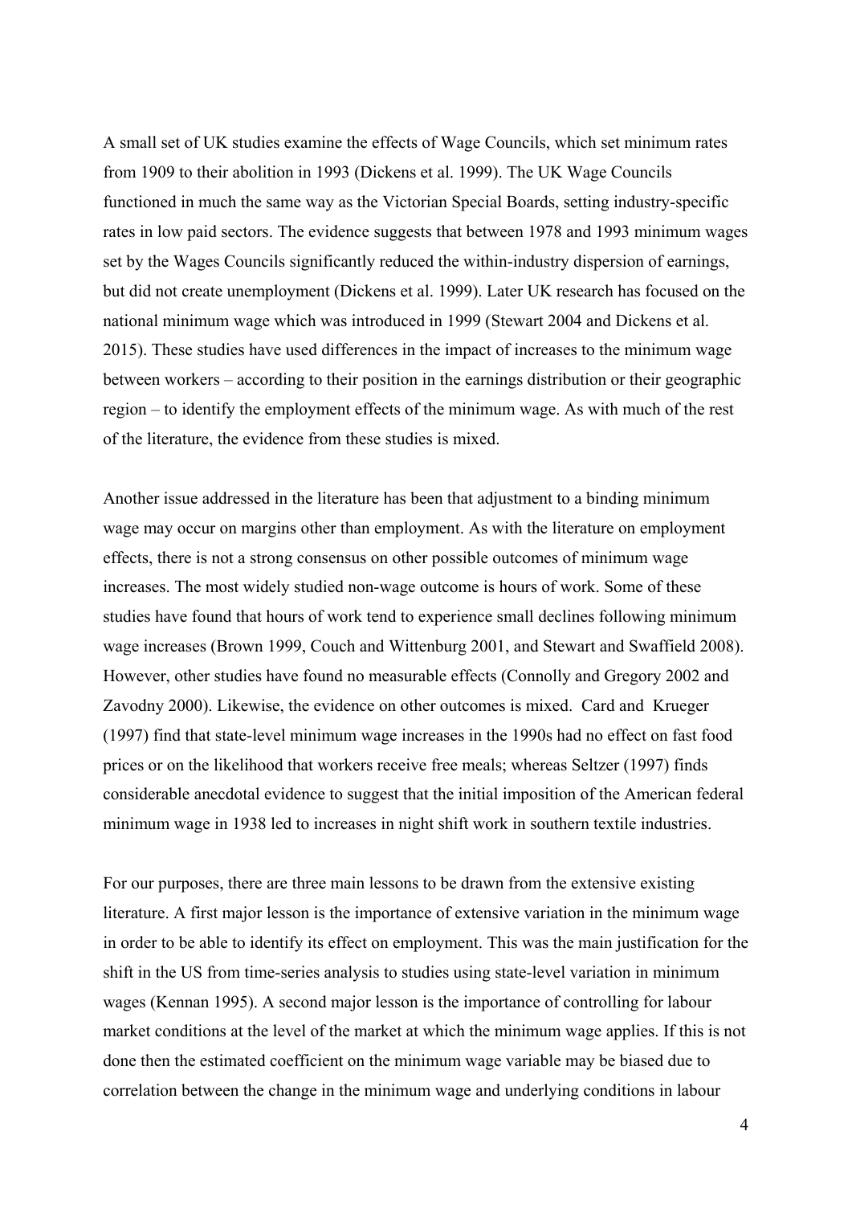A small set of UK studies examine the effects of Wage Councils, which set minimum rates from 1909 to their abolition in 1993 (Dickens et al. 1999). The UK Wage Councils functioned in much the same way as the Victorian Special Boards, setting industry-specific rates in low paid sectors. The evidence suggests that between 1978 and 1993 minimum wages set by the Wages Councils significantly reduced the within-industry dispersion of earnings, but did not create unemployment (Dickens et al. 1999). Later UK research has focused on the national minimum wage which was introduced in 1999 (Stewart 2004 and Dickens et al. 2015). These studies have used differences in the impact of increases to the minimum wage between workers – according to their position in the earnings distribution or their geographic region – to identify the employment effects of the minimum wage. As with much of the rest of the literature, the evidence from these studies is mixed.

Another issue addressed in the literature has been that adjustment to a binding minimum wage may occur on margins other than employment. As with the literature on employment effects, there is not a strong consensus on other possible outcomes of minimum wage increases. The most widely studied non-wage outcome is hours of work. Some of these studies have found that hours of work tend to experience small declines following minimum wage increases (Brown 1999, Couch and Wittenburg 2001, and Stewart and Swaffield 2008). However, other studies have found no measurable effects (Connolly and Gregory 2002 and Zavodny 2000). Likewise, the evidence on other outcomes is mixed. Card and Krueger (1997) find that state-level minimum wage increases in the 1990s had no effect on fast food prices or on the likelihood that workers receive free meals; whereas Seltzer (1997) finds considerable anecdotal evidence to suggest that the initial imposition of the American federal minimum wage in 1938 led to increases in night shift work in southern textile industries.

For our purposes, there are three main lessons to be drawn from the extensive existing literature. A first major lesson is the importance of extensive variation in the minimum wage in order to be able to identify its effect on employment. This was the main justification for the shift in the US from time-series analysis to studies using state-level variation in minimum wages (Kennan 1995). A second major lesson is the importance of controlling for labour market conditions at the level of the market at which the minimum wage applies. If this is not done then the estimated coefficient on the minimum wage variable may be biased due to correlation between the change in the minimum wage and underlying conditions in labour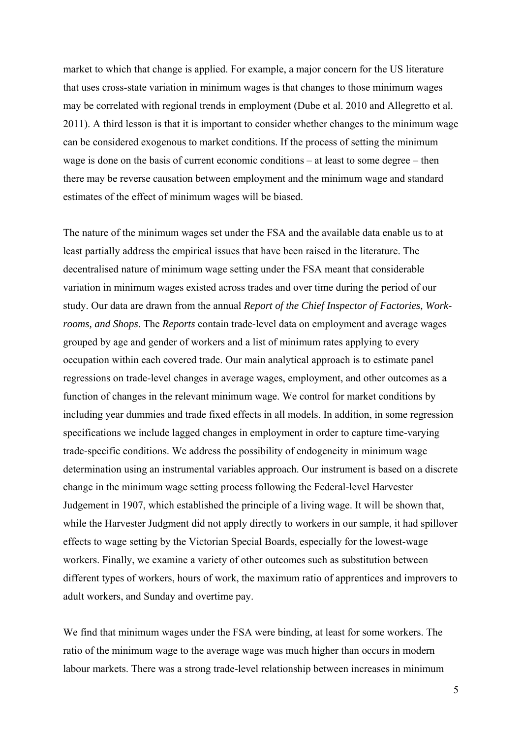market to which that change is applied. For example, a major concern for the US literature that uses cross-state variation in minimum wages is that changes to those minimum wages may be correlated with regional trends in employment (Dube et al. 2010 and Allegretto et al. 2011). A third lesson is that it is important to consider whether changes to the minimum wage can be considered exogenous to market conditions. If the process of setting the minimum wage is done on the basis of current economic conditions – at least to some degree – then there may be reverse causation between employment and the minimum wage and standard estimates of the effect of minimum wages will be biased.

The nature of the minimum wages set under the FSA and the available data enable us to at least partially address the empirical issues that have been raised in the literature. The decentralised nature of minimum wage setting under the FSA meant that considerable variation in minimum wages existed across trades and over time during the period of our study. Our data are drawn from the annual *Report of the Chief Inspector of Factories, Work-rooms, and Shops*. The *Reports* contain trade-level data on employment and average wages grouped by age and gender of workers and a list of minimum rates applying to every occupation within each covered trade. Our main analytical approach is to estimate panel regressions on trade-level changes in average wages, employment, and other outcomes as a function of changes in the relevant minimum wage. We control for market conditions by including year dummies and trade fixed effects in all models. In addition, in some regression specifications we include lagged changes in employment in order to capture time-varying trade-specific conditions. We address the possibility of endogeneity in minimum wage determination using an instrumental variables approach. Our instrument is based on a discrete change in the minimum wage setting process following the Federal-level Harvester Judgement in 1907, which established the principle of a living wage. It will be shown that, while the Harvester Judgment did not apply directly to workers in our sample, it had spillover effects to wage setting by the Victorian Special Boards, especially for the lowest-wage workers. Finally, we examine a variety of other outcomes such as substitution between different types of workers, hours of work, the maximum ratio of apprentices and improvers to adult workers, and Sunday and overtime pay.

We find that minimum wages under the FSA were binding, at least for some workers. The ratio of the minimum wage to the average wage was much higher than occurs in modern labour markets. There was a strong trade-level relationship between increases in minimum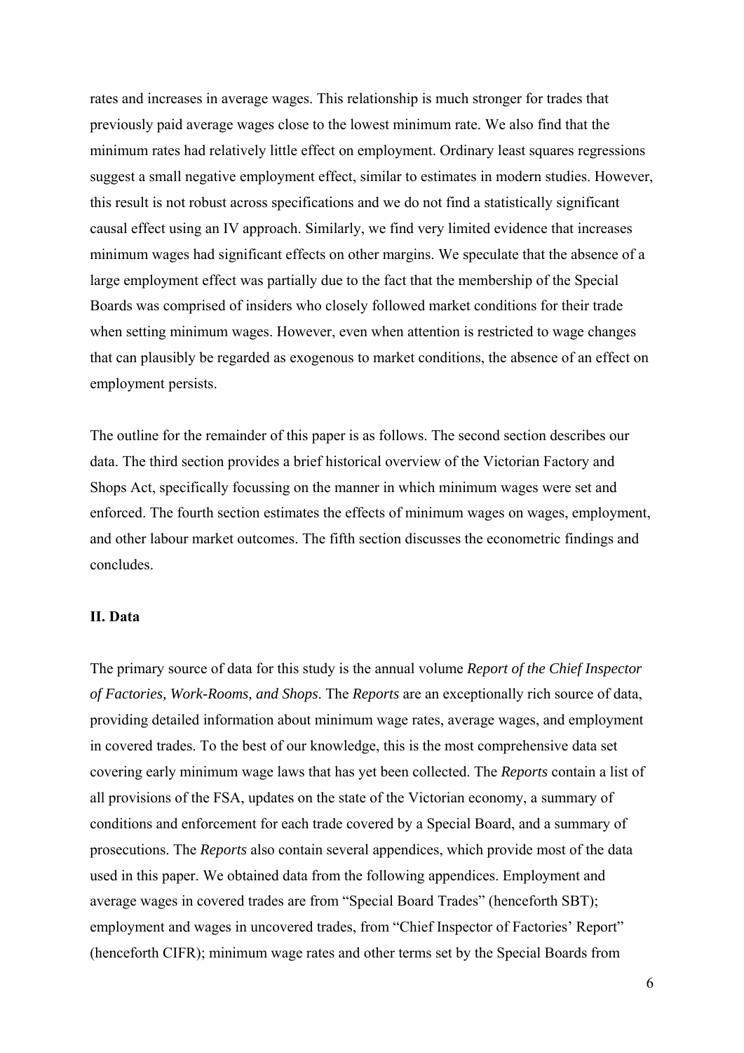rates and increases in average wages. This relationship is much stronger for trades that previously paid average wages close to the lowest minimum rate. We also find that the minimum rates had relatively little effect on employment. Ordinary least squares regressions suggest a small negative employment effect, similar to estimates in modern studies. However, this result is not robust across specifications and we do not find a statistically significant causal effect using an IV approach. Similarly, we find very limited evidence that increases minimum wages had significant effects on other margins. We speculate that the absence of a large employment effect was partially due to the fact that the membership of the Special Boards was comprised of insiders who closely followed market conditions for their trade when setting minimum wages. However, even when attention is restricted to wage changes that can plausibly be regarded as exogenous to market conditions, the absence of an effect on employment persists.

The outline for the remainder of this paper is as follows. The second section describes our data. The third section provides a brief historical overview of the Victorian Factory and Shops Act, specifically focussing on the manner in which minimum wages were set and enforced. The fourth section estimates the effects of minimum wages on wages, employment, and other labour market outcomes. The fifth section discusses the econometric findings and concludes.

## II. Data

The primary source of data for this study is the annual volume *Report of the Chief Inspector of Factories, Work-Rooms, and Shops*. The *Reports* are an exceptionally rich source of data, providing detailed information about minimum wage rates, average wages, and employment in covered trades. To the best of our knowledge, this is the most comprehensive data set covering early minimum wage laws that has yet been collected. The *Reports* contain a list of all provisions of the FSA, updates on the state of the Victorian economy, a summary of conditions and enforcement for each trade covered by a Special Board, and a summary of prosecutions. The *Reports* also contain several appendices, which provide most of the data used in this paper. We obtained data from the following appendices. Employment and average wages in covered trades are from "Special Board Trades" (henceforth SBT); employment and wages in uncovered trades, from "Chief Inspector of Factories' Report" (henceforth CIFR); minimum wage rates and other terms set by the Special Boards from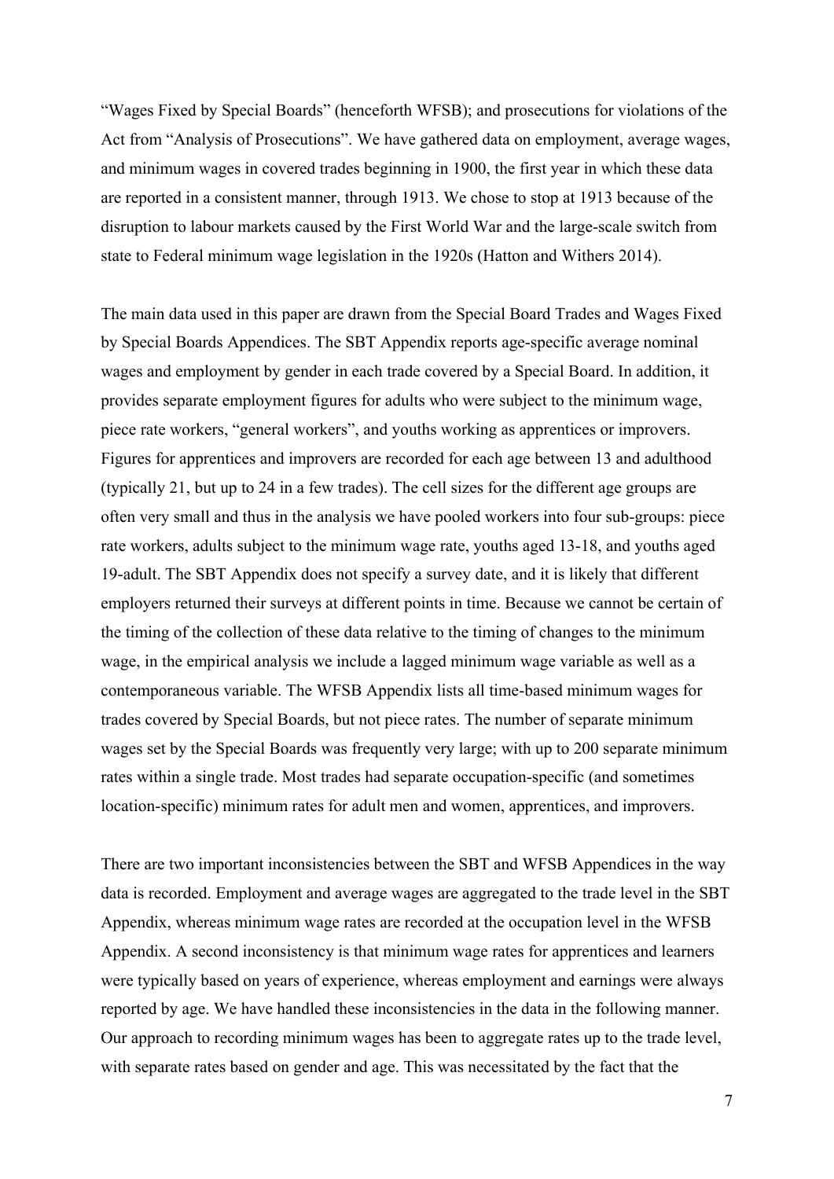"Wages Fixed by Special Boards" (henceforth WFSB); and prosecutions for violations of the Act from "Analysis of Prosecutions". We have gathered data on employment, average wages, and minimum wages in covered trades beginning in 1900, the first year in which these data are reported in a consistent manner, through 1913. We chose to stop at 1913 because of the disruption to labour markets caused by the First World War and the large-scale switch from state to Federal minimum wage legislation in the 1920s (Hatton and Withers 2014).

The main data used in this paper are drawn from the Special Board Trades and Wages Fixed by Special Boards Appendices. The SBT Appendix reports age-specific average nominal wages and employment by gender in each trade covered by a Special Board. In addition, it provides separate employment figures for adults who were subject to the minimum wage, piece rate workers, "general workers", and youths working as apprentices or improvers. Figures for apprentices and improvers are recorded for each age between 13 and adulthood (typically 21, but up to 24 in a few trades). The cell sizes for the different age groups are often very small and thus in the analysis we have pooled workers into four sub-groups: piece rate workers, adults subject to the minimum wage rate, youths aged 13-18, and youths aged 19-adult. The SBT Appendix does not specify a survey date, and it is likely that different employers returned their surveys at different points in time. Because we cannot be certain of the timing of the collection of these data relative to the timing of changes to the minimum wage, in the empirical analysis we include a lagged minimum wage variable as well as a contemporaneous variable. The WFSB Appendix lists all time-based minimum wages for trades covered by Special Boards, but not piece rates. The number of separate minimum wages set by the Special Boards was frequently very large; with up to 200 separate minimum rates within a single trade. Most trades had separate occupation-specific (and sometimes location-specific) minimum rates for adult men and women, apprentices, and improvers.

There are two important inconsistencies between the SBT and WFSB Appendices in the way data is recorded. Employment and average wages are aggregated to the trade level in the SBT Appendix, whereas minimum wage rates are recorded at the occupation level in the WFSB Appendix. A second inconsistency is that minimum wage rates for apprentices and learners were typically based on years of experience, whereas employment and earnings were always reported by age. We have handled these inconsistencies in the data in the following manner. Our approach to recording minimum wages has been to aggregate rates up to the trade level, with separate rates based on gender and age. This was necessitated by the fact that the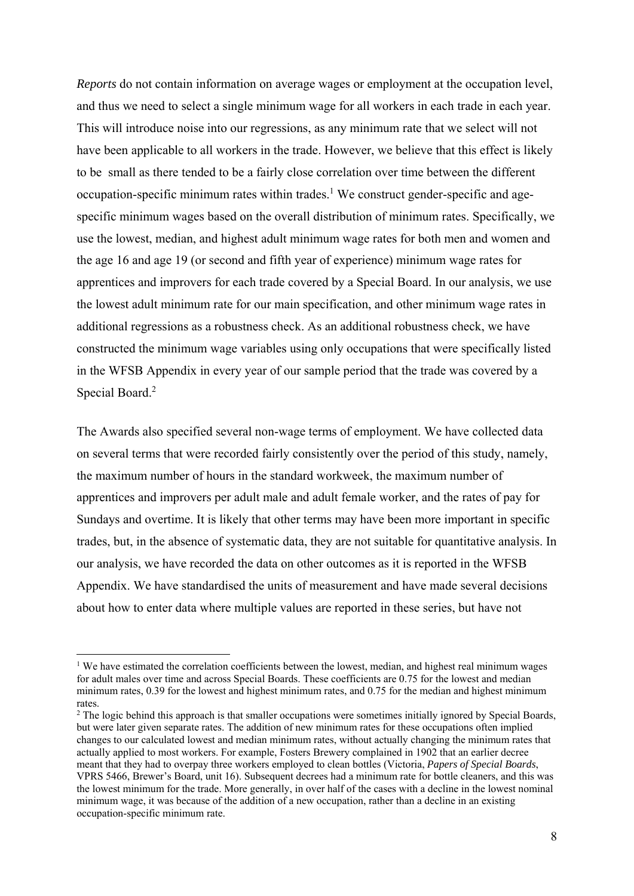*Reports* do not contain information on average wages or employment at the occupation level, and thus we need to select a single minimum wage for all workers in each trade in each year. This will introduce noise into our regressions, as any minimum rate that we select will not have been applicable to all workers in the trade. However, we believe that this effect is likely to be small as there tended to be a fairly close correlation over time between the different occupation-specific minimum rates within trades.[1] We construct gender-specific and age-specific minimum wages based on the overall distribution of minimum rates. Specifically, we use the lowest, median, and highest adult minimum wage rates for both men and women and the age 16 and age 19 (or second and fifth year of experience) minimum wage rates for apprentices and improvers for each trade covered by a Special Board. In our analysis, we use the lowest adult minimum rate for our main specification, and other minimum wage rates in additional regressions as a robustness check. As an additional robustness check, we have constructed the minimum wage variables using only occupations that were specifically listed in the WFSB Appendix in every year of our sample period that the trade was covered by a Special Board.[2]

The Awards also specified several non-wage terms of employment. We have collected data on several terms that were recorded fairly consistently over the period of this study, namely, the maximum number of hours in the standard workweek, the maximum number of apprentices and improvers per adult male and adult female worker, and the rates of pay for Sundays and overtime. It is likely that other terms may have been more important in specific trades, but, in the absence of systematic data, they are not suitable for quantitative analysis. In our analysis, we have recorded the data on other outcomes as it is reported in the WFSB Appendix. We have standardised the units of measurement and have made several decisions about how to enter data where multiple values are reported in these series, but have not

---

[1] We have estimated the correlation coefficients between the lowest, median, and highest real minimum wages for adult males over time and across Special Boards. These coefficients are 0.75 for the lowest and median minimum rates, 0.39 for the lowest and highest minimum rates, and 0.75 for the median and highest minimum rates.

[2] The logic behind this approach is that smaller occupations were sometimes initially ignored by Special Boards, but were later given separate rates. The addition of new minimum rates for these occupations often implied changes to our calculated lowest and median minimum rates, without actually changing the minimum rates that actually applied to most workers. For example, Fosters Brewery complained in 1902 that an earlier decree meant that they had to overpay three workers employed to clean bottles (Victoria, *Papers of Special Boards*, VPRS 5466, Brewer's Board, unit 16). Subsequent decrees had a minimum rate for bottle cleaners, and this was the lowest minimum for the trade. More generally, in over half of the cases with a decline in the lowest nominal minimum wage, it was because of the addition of a new occupation, rather than a decline in an existing occupation-specific minimum rate.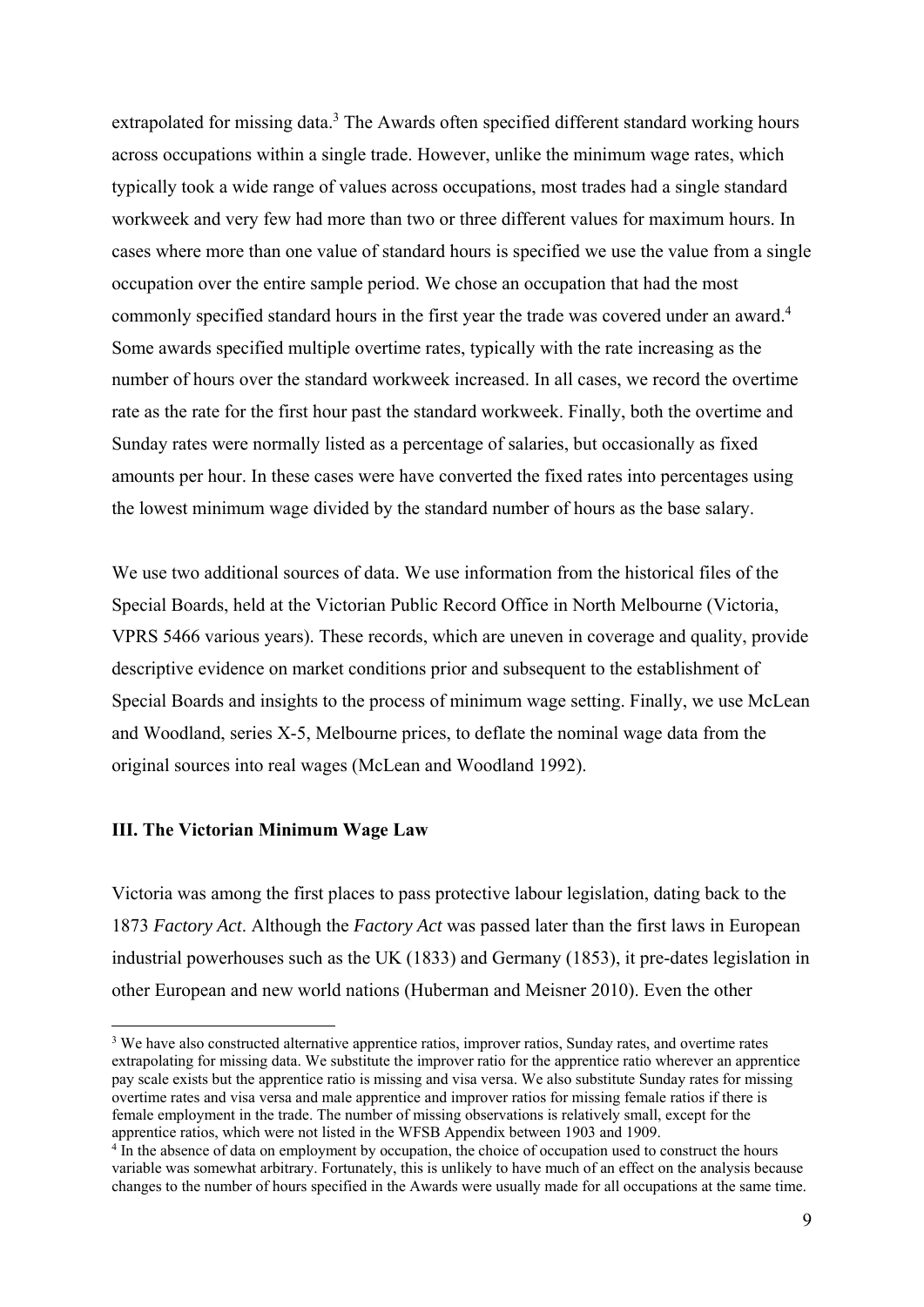extrapolated for missing data.[3] The Awards often specified different standard working hours across occupations within a single trade. However, unlike the minimum wage rates, which typically took a wide range of values across occupations, most trades had a single standard workweek and very few had more than two or three different values for maximum hours. In cases where more than one value of standard hours is specified we use the value from a single occupation over the entire sample period. We chose an occupation that had the most commonly specified standard hours in the first year the trade was covered under an award.[4] Some awards specified multiple overtime rates, typically with the rate increasing as the number of hours over the standard workweek increased. In all cases, we record the overtime rate as the rate for the first hour past the standard workweek. Finally, both the overtime and Sunday rates were normally listed as a percentage of salaries, but occasionally as fixed amounts per hour. In these cases were have converted the fixed rates into percentages using the lowest minimum wage divided by the standard number of hours as the base salary.

We use two additional sources of data. We use information from the historical files of the Special Boards, held at the Victorian Public Record Office in North Melbourne (Victoria, VPRS 5466 various years). These records, which are uneven in coverage and quality, provide descriptive evidence on market conditions prior and subsequent to the establishment of Special Boards and insights to the process of minimum wage setting. Finally, we use McLean and Woodland, series X-5, Melbourne prices, to deflate the nominal wage data from the original sources into real wages (McLean and Woodland 1992).

## III. The Victorian Minimum Wage Law

Victoria was among the first places to pass protective labour legislation, dating back to the 1873 *Factory Act*. Although the *Factory Act* was passed later than the first laws in European industrial powerhouses such as the UK (1833) and Germany (1853), it pre-dates legislation in other European and new world nations (Huberman and Meisner 2010). Even the other

---

[3] We have also constructed alternative apprentice ratios, improver ratios, Sunday rates, and overtime rates extrapolating for missing data. We substitute the improver ratio for the apprentice ratio wherever an apprentice pay scale exists but the apprentice ratio is missing and visa versa. We also substitute Sunday rates for missing overtime rates and visa versa and male apprentice and improver ratios for missing female ratios if there is female employment in the trade. The number of missing observations is relatively small, except for the apprentice ratios, which were not listed in the WFSB Appendix between 1903 and 1909.

[4] In the absence of data on employment by occupation, the choice of occupation used to construct the hours variable was somewhat arbitrary. Fortunately, this is unlikely to have much of an effect on the analysis because changes to the number of hours specified in the Awards were usually made for all occupations at the same time.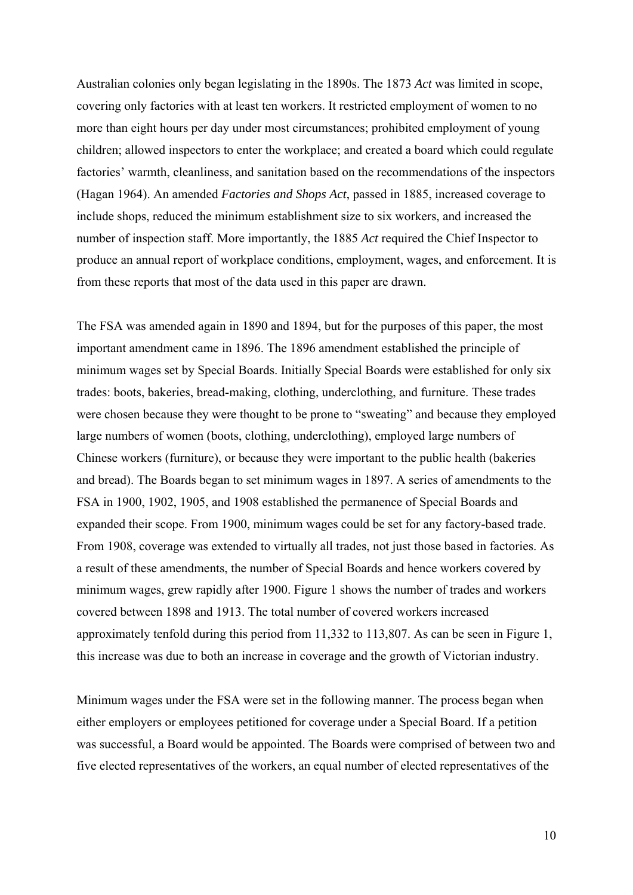Australian colonies only began legislating in the 1890s. The 1873 *Act* was limited in scope, covering only factories with at least ten workers. It restricted employment of women to no more than eight hours per day under most circumstances; prohibited employment of young children; allowed inspectors to enter the workplace; and created a board which could regulate factories' warmth, cleanliness, and sanitation based on the recommendations of the inspectors (Hagan 1964). An amended *Factories and Shops Act*, passed in 1885, increased coverage to include shops, reduced the minimum establishment size to six workers, and increased the number of inspection staff. More importantly, the 1885 *Act* required the Chief Inspector to produce an annual report of workplace conditions, employment, wages, and enforcement. It is from these reports that most of the data used in this paper are drawn.

The FSA was amended again in 1890 and 1894, but for the purposes of this paper, the most important amendment came in 1896. The 1896 amendment established the principle of minimum wages set by Special Boards. Initially Special Boards were established for only six trades: boots, bakeries, bread-making, clothing, underclothing, and furniture. These trades were chosen because they were thought to be prone to "sweating" and because they employed large numbers of women (boots, clothing, underclothing), employed large numbers of Chinese workers (furniture), or because they were important to the public health (bakeries and bread). The Boards began to set minimum wages in 1897. A series of amendments to the FSA in 1900, 1902, 1905, and 1908 established the permanence of Special Boards and expanded their scope. From 1900, minimum wages could be set for any factory-based trade. From 1908, coverage was extended to virtually all trades, not just those based in factories. As a result of these amendments, the number of Special Boards and hence workers covered by minimum wages, grew rapidly after 1900. Figure 1 shows the number of trades and workers covered between 1898 and 1913. The total number of covered workers increased approximately tenfold during this period from 11,332 to 113,807. As can be seen in Figure 1, this increase was due to both an increase in coverage and the growth of Victorian industry.

Minimum wages under the FSA were set in the following manner. The process began when either employers or employees petitioned for coverage under a Special Board. If a petition was successful, a Board would be appointed. The Boards were comprised of between two and five elected representatives of the workers, an equal number of elected representatives of the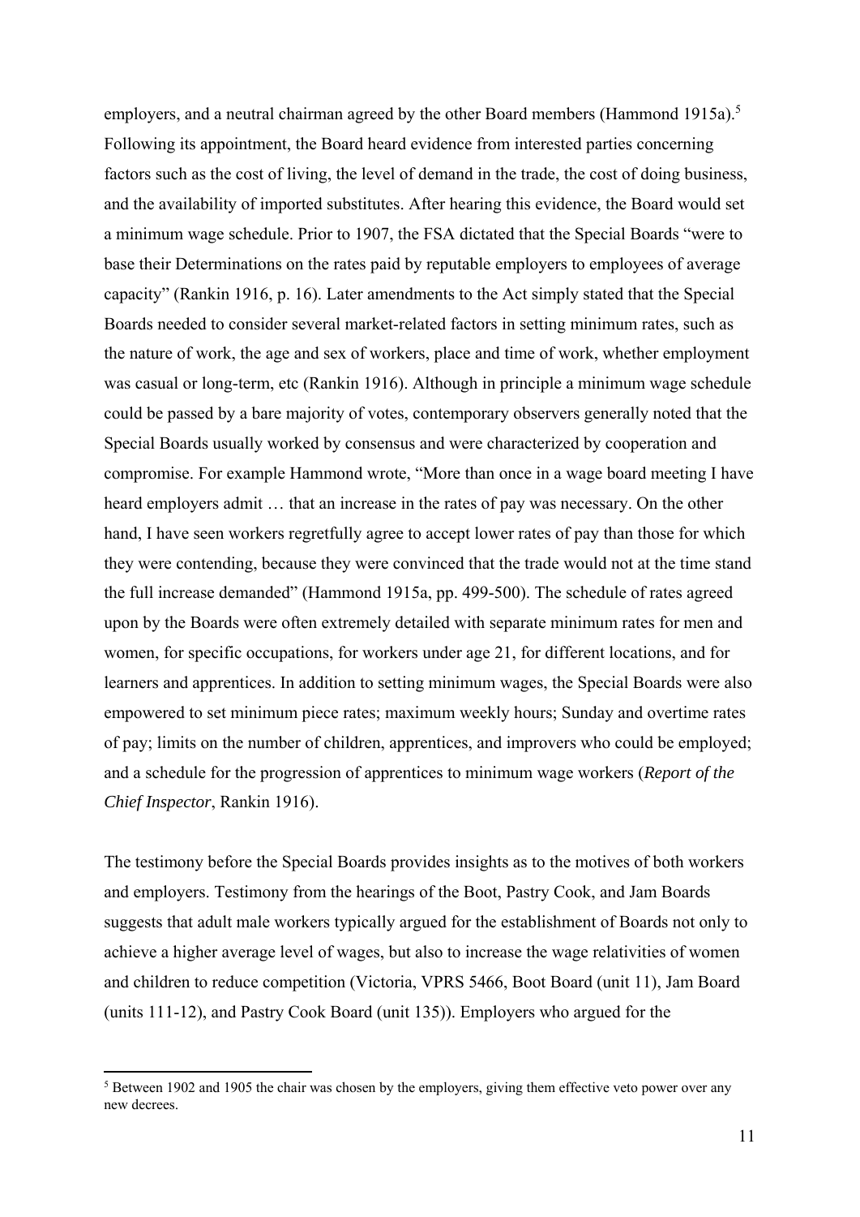employers, and a neutral chairman agreed by the other Board members (Hammond 1915a).[5] Following its appointment, the Board heard evidence from interested parties concerning factors such as the cost of living, the level of demand in the trade, the cost of doing business, and the availability of imported substitutes. After hearing this evidence, the Board would set a minimum wage schedule. Prior to 1907, the FSA dictated that the Special Boards "were to base their Determinations on the rates paid by reputable employers to employees of average capacity" (Rankin 1916, p. 16). Later amendments to the Act simply stated that the Special Boards needed to consider several market-related factors in setting minimum rates, such as the nature of work, the age and sex of workers, place and time of work, whether employment was casual or long-term, etc (Rankin 1916). Although in principle a minimum wage schedule could be passed by a bare majority of votes, contemporary observers generally noted that the Special Boards usually worked by consensus and were characterized by cooperation and compromise. For example Hammond wrote, "More than once in a wage board meeting I have heard employers admit … that an increase in the rates of pay was necessary. On the other hand, I have seen workers regretfully agree to accept lower rates of pay than those for which they were contending, because they were convinced that the trade would not at the time stand the full increase demanded" (Hammond 1915a, pp. 499-500). The schedule of rates agreed upon by the Boards were often extremely detailed with separate minimum rates for men and women, for specific occupations, for workers under age 21, for different locations, and for learners and apprentices. In addition to setting minimum wages, the Special Boards were also empowered to set minimum piece rates; maximum weekly hours; Sunday and overtime rates of pay; limits on the number of children, apprentices, and improvers who could be employed; and a schedule for the progression of apprentices to minimum wage workers (*Report of the Chief Inspector*, Rankin 1916).

The testimony before the Special Boards provides insights as to the motives of both workers and employers. Testimony from the hearings of the Boot, Pastry Cook, and Jam Boards suggests that adult male workers typically argued for the establishment of Boards not only to achieve a higher average level of wages, but also to increase the wage relativities of women and children to reduce competition (Victoria, VPRS 5466, Boot Board (unit 11), Jam Board (units 111-12), and Pastry Cook Board (unit 135)). Employers who argued for the

[5] Between 1902 and 1905 the chair was chosen by the employers, giving them effective veto power over any new decrees.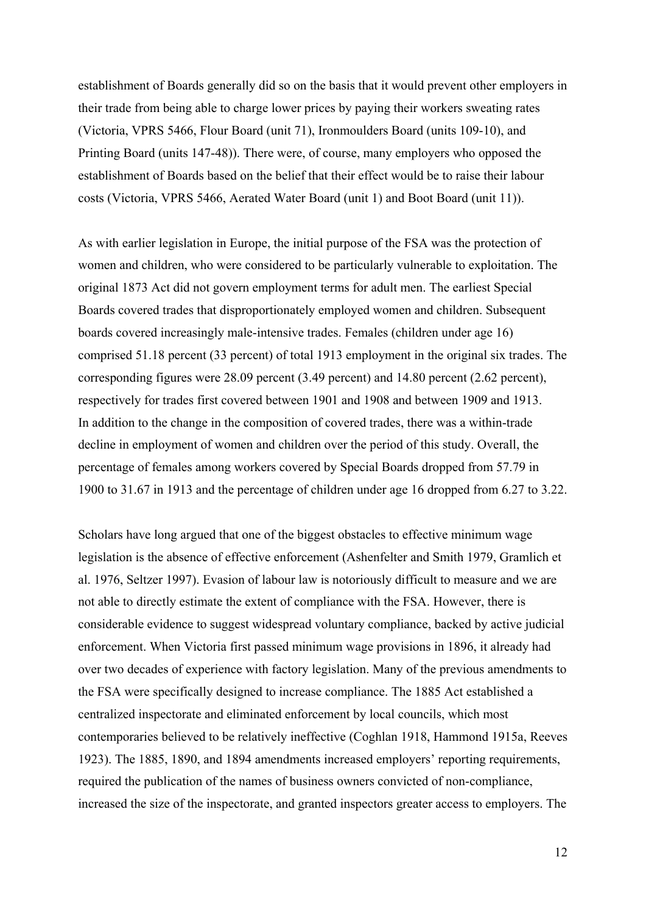establishment of Boards generally did so on the basis that it would prevent other employers in their trade from being able to charge lower prices by paying their workers sweating rates (Victoria, VPRS 5466, Flour Board (unit 71), Ironmoulders Board (units 109-10), and Printing Board (units 147-48)). There were, of course, many employers who opposed the establishment of Boards based on the belief that their effect would be to raise their labour costs (Victoria, VPRS 5466, Aerated Water Board (unit 1) and Boot Board (unit 11)).

As with earlier legislation in Europe, the initial purpose of the FSA was the protection of women and children, who were considered to be particularly vulnerable to exploitation. The original 1873 Act did not govern employment terms for adult men. The earliest Special Boards covered trades that disproportionately employed women and children. Subsequent boards covered increasingly male-intensive trades. Females (children under age 16) comprised 51.18 percent (33 percent) of total 1913 employment in the original six trades. The corresponding figures were 28.09 percent (3.49 percent) and 14.80 percent (2.62 percent), respectively for trades first covered between 1901 and 1908 and between 1909 and 1913. In addition to the change in the composition of covered trades, there was a within-trade decline in employment of women and children over the period of this study. Overall, the percentage of females among workers covered by Special Boards dropped from 57.79 in 1900 to 31.67 in 1913 and the percentage of children under age 16 dropped from 6.27 to 3.22.

Scholars have long argued that one of the biggest obstacles to effective minimum wage legislation is the absence of effective enforcement (Ashenfelter and Smith 1979, Gramlich et al. 1976, Seltzer 1997). Evasion of labour law is notoriously difficult to measure and we are not able to directly estimate the extent of compliance with the FSA. However, there is considerable evidence to suggest widespread voluntary compliance, backed by active judicial enforcement. When Victoria first passed minimum wage provisions in 1896, it already had over two decades of experience with factory legislation. Many of the previous amendments to the FSA were specifically designed to increase compliance. The 1885 Act established a centralized inspectorate and eliminated enforcement by local councils, which most contemporaries believed to be relatively ineffective (Coghlan 1918, Hammond 1915a, Reeves 1923). The 1885, 1890, and 1894 amendments increased employers' reporting requirements, required the publication of the names of business owners convicted of non-compliance, increased the size of the inspectorate, and granted inspectors greater access to employers. The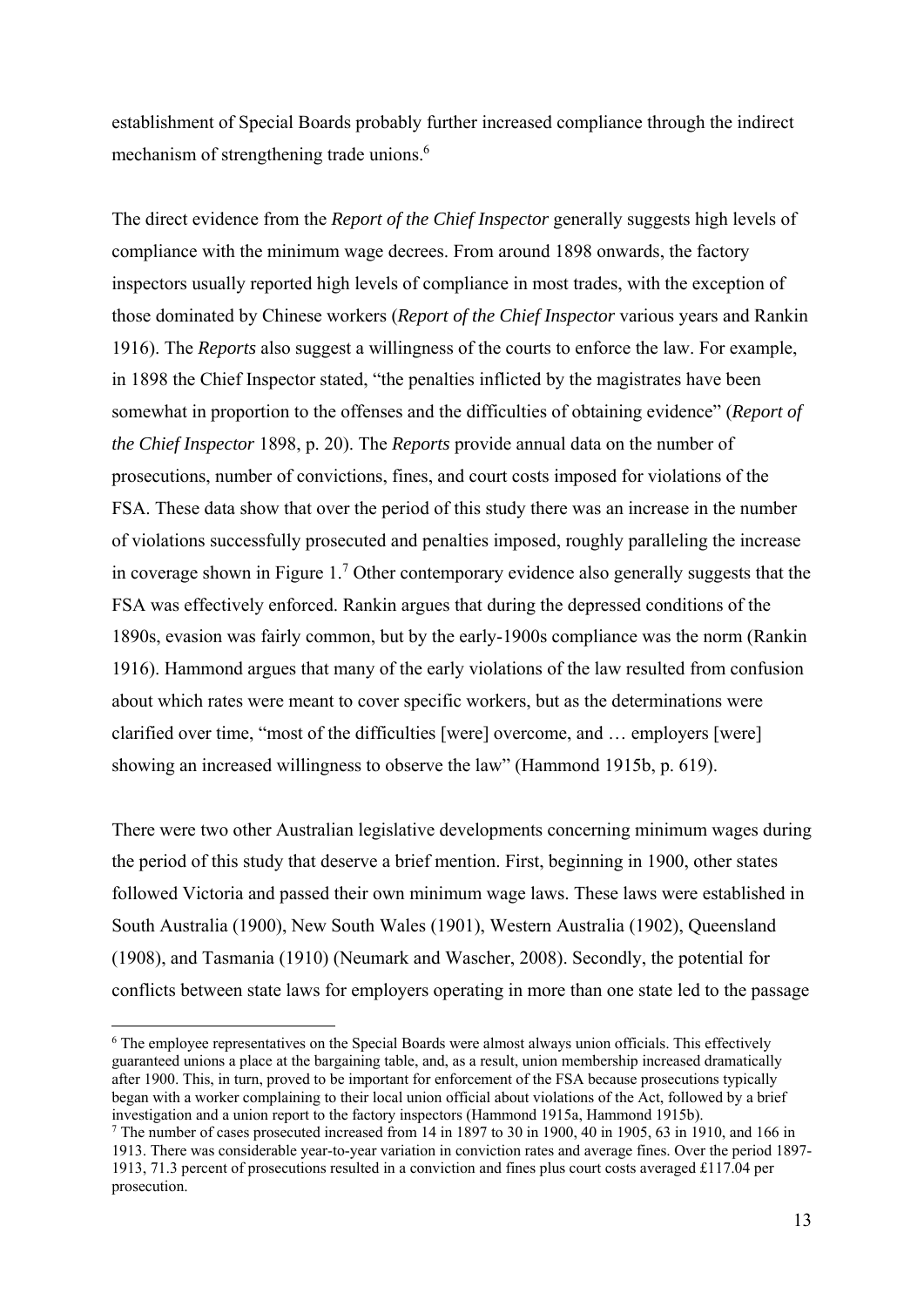establishment of Special Boards probably further increased compliance through the indirect mechanism of strengthening trade unions.[6]

The direct evidence from the *Report of the Chief Inspector* generally suggests high levels of compliance with the minimum wage decrees. From around 1898 onwards, the factory inspectors usually reported high levels of compliance in most trades, with the exception of those dominated by Chinese workers (*Report of the Chief Inspector* various years and Rankin 1916). The *Reports* also suggest a willingness of the courts to enforce the law. For example, in 1898 the Chief Inspector stated, "the penalties inflicted by the magistrates have been somewhat in proportion to the offenses and the difficulties of obtaining evidence" (*Report of the Chief Inspector* 1898, p. 20). The *Reports* provide annual data on the number of prosecutions, number of convictions, fines, and court costs imposed for violations of the FSA. These data show that over the period of this study there was an increase in the number of violations successfully prosecuted and penalties imposed, roughly paralleling the increase in coverage shown in Figure 1.[7] Other contemporary evidence also generally suggests that the FSA was effectively enforced. Rankin argues that during the depressed conditions of the 1890s, evasion was fairly common, but by the early-1900s compliance was the norm (Rankin 1916). Hammond argues that many of the early violations of the law resulted from confusion about which rates were meant to cover specific workers, but as the determinations were clarified over time, "most of the difficulties [were] overcome, and … employers [were] showing an increased willingness to observe the law" (Hammond 1915b, p. 619).

There were two other Australian legislative developments concerning minimum wages during the period of this study that deserve a brief mention. First, beginning in 1900, other states followed Victoria and passed their own minimum wage laws. These laws were established in South Australia (1900), New South Wales (1901), Western Australia (1902), Queensland (1908), and Tasmania (1910) (Neumark and Wascher, 2008). Secondly, the potential for conflicts between state laws for employers operating in more than one state led to the passage

[6] The employee representatives on the Special Boards were almost always union officials. This effectively guaranteed unions a place at the bargaining table, and, as a result, union membership increased dramatically after 1900. This, in turn, proved to be important for enforcement of the FSA because prosecutions typically began with a worker complaining to their local union official about violations of the Act, followed by a brief investigation and a union report to the factory inspectors (Hammond 1915a, Hammond 1915b).

[7] The number of cases prosecuted increased from 14 in 1897 to 30 in 1900, 40 in 1905, 63 in 1910, and 166 in 1913. There was considerable year-to-year variation in conviction rates and average fines. Over the period 1897-1913, 71.3 percent of prosecutions resulted in a conviction and fines plus court costs averaged £117.04 per prosecution.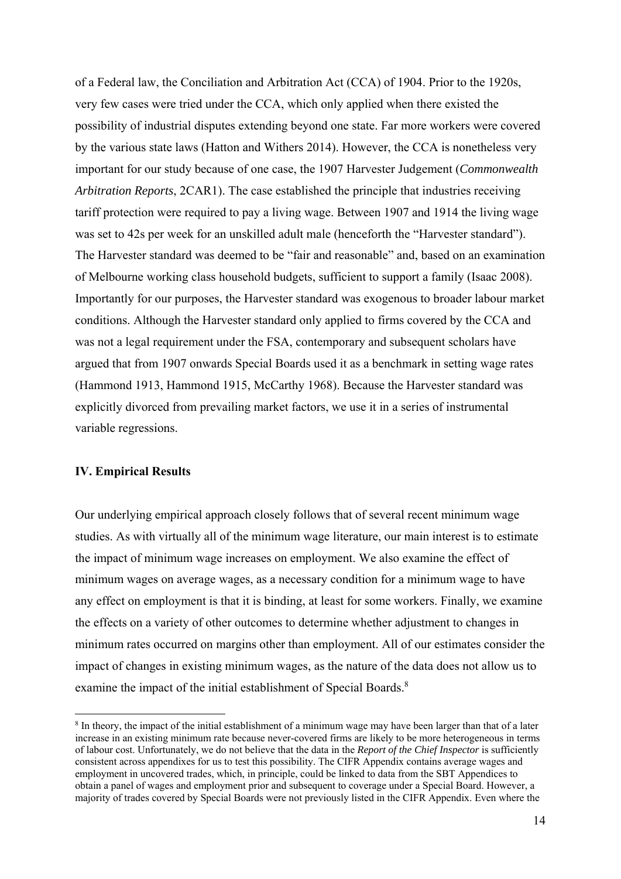of a Federal law, the Conciliation and Arbitration Act (CCA) of 1904. Prior to the 1920s, very few cases were tried under the CCA, which only applied when there existed the possibility of industrial disputes extending beyond one state. Far more workers were covered by the various state laws (Hatton and Withers 2014). However, the CCA is nonetheless very important for our study because of one case, the 1907 Harvester Judgement (*Commonwealth Arbitration Reports*, 2CAR1). The case established the principle that industries receiving tariff protection were required to pay a living wage. Between 1907 and 1914 the living wage was set to 42s per week for an unskilled adult male (henceforth the "Harvester standard"). The Harvester standard was deemed to be "fair and reasonable" and, based on an examination of Melbourne working class household budgets, sufficient to support a family (Isaac 2008). Importantly for our purposes, the Harvester standard was exogenous to broader labour market conditions. Although the Harvester standard only applied to firms covered by the CCA and was not a legal requirement under the FSA, contemporary and subsequent scholars have argued that from 1907 onwards Special Boards used it as a benchmark in setting wage rates (Hammond 1913, Hammond 1915, McCarthy 1968). Because the Harvester standard was explicitly divorced from prevailing market factors, we use it in a series of instrumental variable regressions.

## IV. Empirical Results

Our underlying empirical approach closely follows that of several recent minimum wage studies. As with virtually all of the minimum wage literature, our main interest is to estimate the impact of minimum wage increases on employment. We also examine the effect of minimum wages on average wages, as a necessary condition for a minimum wage to have any effect on employment is that it is binding, at least for some workers. Finally, we examine the effects on a variety of other outcomes to determine whether adjustment to changes in minimum rates occurred on margins other than employment. All of our estimates consider the impact of changes in existing minimum wages, as the nature of the data does not allow us to examine the impact of the initial establishment of Special Boards.[8]

[8] In theory, the impact of the initial establishment of a minimum wage may have been larger than that of a later increase in an existing minimum rate because never-covered firms are likely to be more heterogeneous in terms of labour cost. Unfortunately, we do not believe that the data in the *Report of the Chief Inspector* is sufficiently consistent across appendixes for us to test this possibility. The CIFR Appendix contains average wages and employment in uncovered trades, which, in principle, could be linked to data from the SBT Appendices to obtain a panel of wages and employment prior and subsequent to coverage under a Special Board. However, a majority of trades covered by Special Boards were not previously listed in the CIFR Appendix. Even where the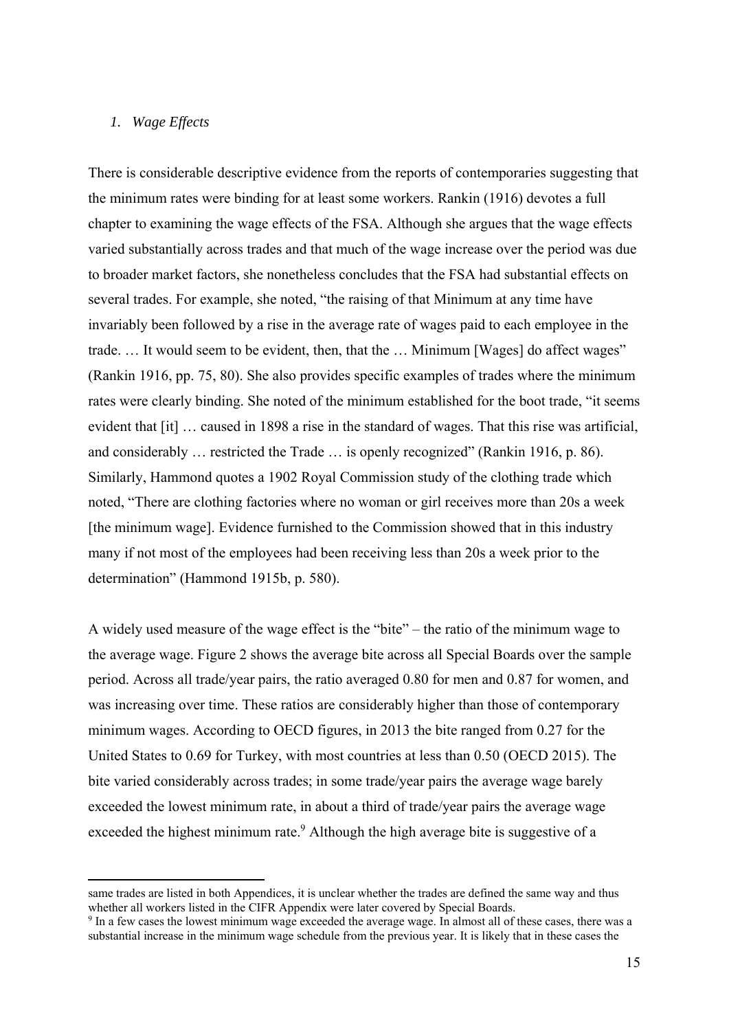### 1. *Wage Effects*

There is considerable descriptive evidence from the reports of contemporaries suggesting that the minimum rates were binding for at least some workers. Rankin (1916) devotes a full chapter to examining the wage effects of the FSA. Although she argues that the wage effects varied substantially across trades and that much of the wage increase over the period was due to broader market factors, she nonetheless concludes that the FSA had substantial effects on several trades. For example, she noted, "the raising of that Minimum at any time have invariably been followed by a rise in the average rate of wages paid to each employee in the trade. … It would seem to be evident, then, that the … Minimum [Wages] do affect wages" (Rankin 1916, pp. 75, 80). She also provides specific examples of trades where the minimum rates were clearly binding. She noted of the minimum established for the boot trade, "it seems evident that [it] … caused in 1898 a rise in the standard of wages. That this rise was artificial, and considerably … restricted the Trade … is openly recognized" (Rankin 1916, p. 86). Similarly, Hammond quotes a 1902 Royal Commission study of the clothing trade which noted, "There are clothing factories where no woman or girl receives more than 20s a week [the minimum wage]. Evidence furnished to the Commission showed that in this industry many if not most of the employees had been receiving less than 20s a week prior to the determination" (Hammond 1915b, p. 580).

A widely used measure of the wage effect is the "bite" – the ratio of the minimum wage to the average wage. Figure 2 shows the average bite across all Special Boards over the sample period. Across all trade/year pairs, the ratio averaged 0.80 for men and 0.87 for women, and was increasing over time. These ratios are considerably higher than those of contemporary minimum wages. According to OECD figures, in 2013 the bite ranged from 0.27 for the United States to 0.69 for Turkey, with most countries at less than 0.50 (OECD 2015). The bite varied considerably across trades; in some trade/year pairs the average wage barely exceeded the lowest minimum rate, in about a third of trade/year pairs the average wage exceeded the highest minimum rate.[9] Although the high average bite is suggestive of a

---

same trades are listed in both Appendices, it is unclear whether the trades are defined the same way and thus whether all workers listed in the CIFR Appendix were later covered by Special Boards.

[9] In a few cases the lowest minimum wage exceeded the average wage. In almost all of these cases, there was a substantial increase in the minimum wage schedule from the previous year. It is likely that in these cases the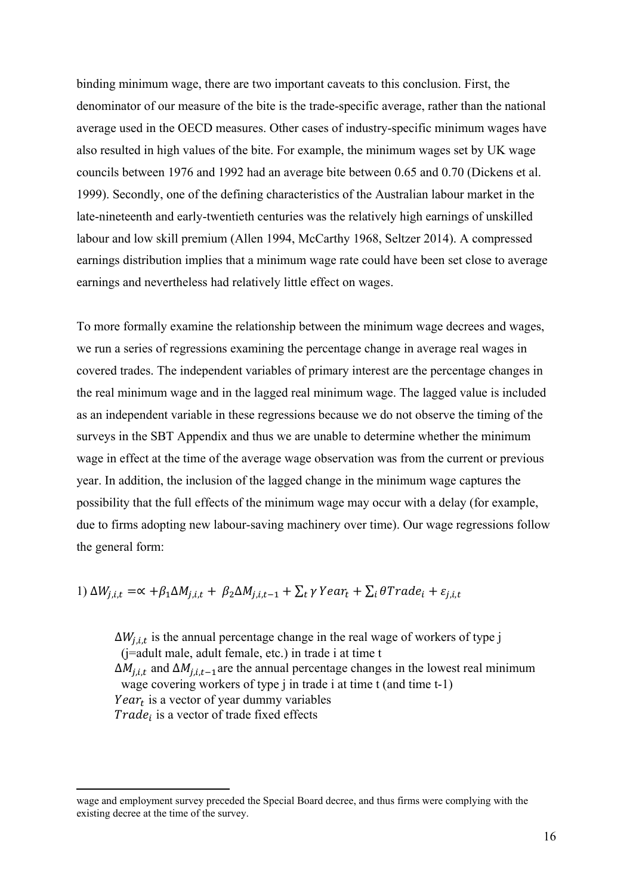binding minimum wage, there are two important caveats to this conclusion. First, the denominator of our measure of the bite is the trade-specific average, rather than the national average used in the OECD measures. Other cases of industry-specific minimum wages have also resulted in high values of the bite. For example, the minimum wages set by UK wage councils between 1976 and 1992 had an average bite between 0.65 and 0.70 (Dickens et al. 1999). Secondly, one of the defining characteristics of the Australian labour market in the late-nineteenth and early-twentieth centuries was the relatively high earnings of unskilled labour and low skill premium (Allen 1994, McCarthy 1968, Seltzer 2014). A compressed earnings distribution implies that a minimum wage rate could have been set close to average earnings and nevertheless had relatively little effect on wages.

To more formally examine the relationship between the minimum wage decrees and wages, we run a series of regressions examining the percentage change in average real wages in covered trades. The independent variables of primary interest are the percentage changes in the real minimum wage and in the lagged real minimum wage. The lagged value is included as an independent variable in these regressions because we do not observe the timing of the surveys in the SBT Appendix and thus we are unable to determine whether the minimum wage in effect at the time of the average wage observation was from the current or previous year. In addition, the inclusion of the lagged change in the minimum wage captures the possibility that the full effects of the minimum wage may occur with a delay (for example, due to firms adopting new labour-saving machinery over time). Our wage regressions follow the general form:

$$1)\ \Delta W_{j,i,t} = \propto + \beta_1 \Delta M_{j,i,t} + \beta_2 \Delta M_{j,i,t-1} + \sum_t \gamma\, Year_t + \sum_i \theta Trade_i + \varepsilon_{j,i,t}$$

$\Delta W_{j,i,t}$ is the annual percentage change in the real wage of workers of type j (j=adult male, adult female, etc.) in trade i at time t
$\Delta M_{j,i,t}$ and $\Delta M_{j,i,t-1}$ are the annual percentage changes in the lowest real minimum wage covering workers of type j in trade i at time t (and time t-1)
$Year_t$ is a vector of year dummy variables
$Trade_i$ is a vector of trade fixed effects

---

wage and employment survey preceded the Special Board decree, and thus firms were complying with the existing decree at the time of the survey.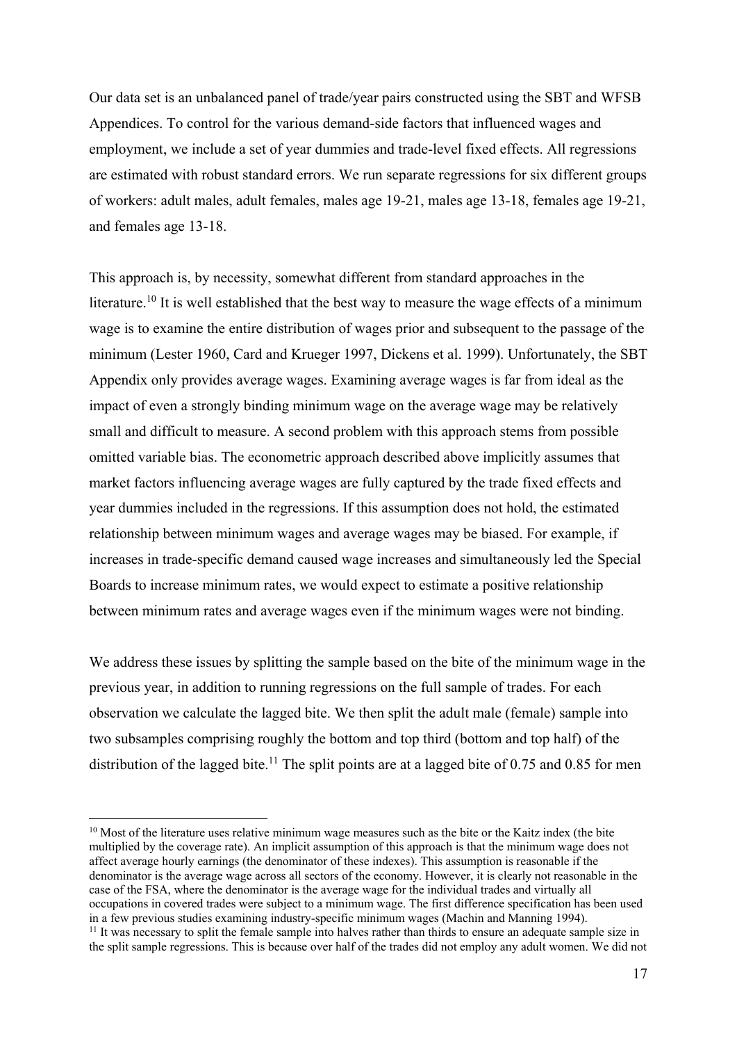Our data set is an unbalanced panel of trade/year pairs constructed using the SBT and WFSB Appendices. To control for the various demand-side factors that influenced wages and employment, we include a set of year dummies and trade-level fixed effects. All regressions are estimated with robust standard errors. We run separate regressions for six different groups of workers: adult males, adult females, males age 19-21, males age 13-18, females age 19-21, and females age 13-18.

This approach is, by necessity, somewhat different from standard approaches in the literature.[10] It is well established that the best way to measure the wage effects of a minimum wage is to examine the entire distribution of wages prior and subsequent to the passage of the minimum (Lester 1960, Card and Krueger 1997, Dickens et al. 1999). Unfortunately, the SBT Appendix only provides average wages. Examining average wages is far from ideal as the impact of even a strongly binding minimum wage on the average wage may be relatively small and difficult to measure. A second problem with this approach stems from possible omitted variable bias. The econometric approach described above implicitly assumes that market factors influencing average wages are fully captured by the trade fixed effects and year dummies included in the regressions. If this assumption does not hold, the estimated relationship between minimum wages and average wages may be biased. For example, if increases in trade-specific demand caused wage increases and simultaneously led the Special Boards to increase minimum rates, we would expect to estimate a positive relationship between minimum rates and average wages even if the minimum wages were not binding.

We address these issues by splitting the sample based on the bite of the minimum wage in the previous year, in addition to running regressions on the full sample of trades. For each observation we calculate the lagged bite. We then split the adult male (female) sample into two subsamples comprising roughly the bottom and top third (bottom and top half) of the distribution of the lagged bite.[11] The split points are at a lagged bite of 0.75 and 0.85 for men

[10] Most of the literature uses relative minimum wage measures such as the bite or the Kaitz index (the bite multiplied by the coverage rate). An implicit assumption of this approach is that the minimum wage does not affect average hourly earnings (the denominator of these indexes). This assumption is reasonable if the denominator is the average wage across all sectors of the economy. However, it is clearly not reasonable in the case of the FSA, where the denominator is the average wage for the individual trades and virtually all occupations in covered trades were subject to a minimum wage. The first difference specification has been used in a few previous studies examining industry-specific minimum wages (Machin and Manning 1994).

[11] It was necessary to split the female sample into halves rather than thirds to ensure an adequate sample size in the split sample regressions. This is because over half of the trades did not employ any adult women. We did not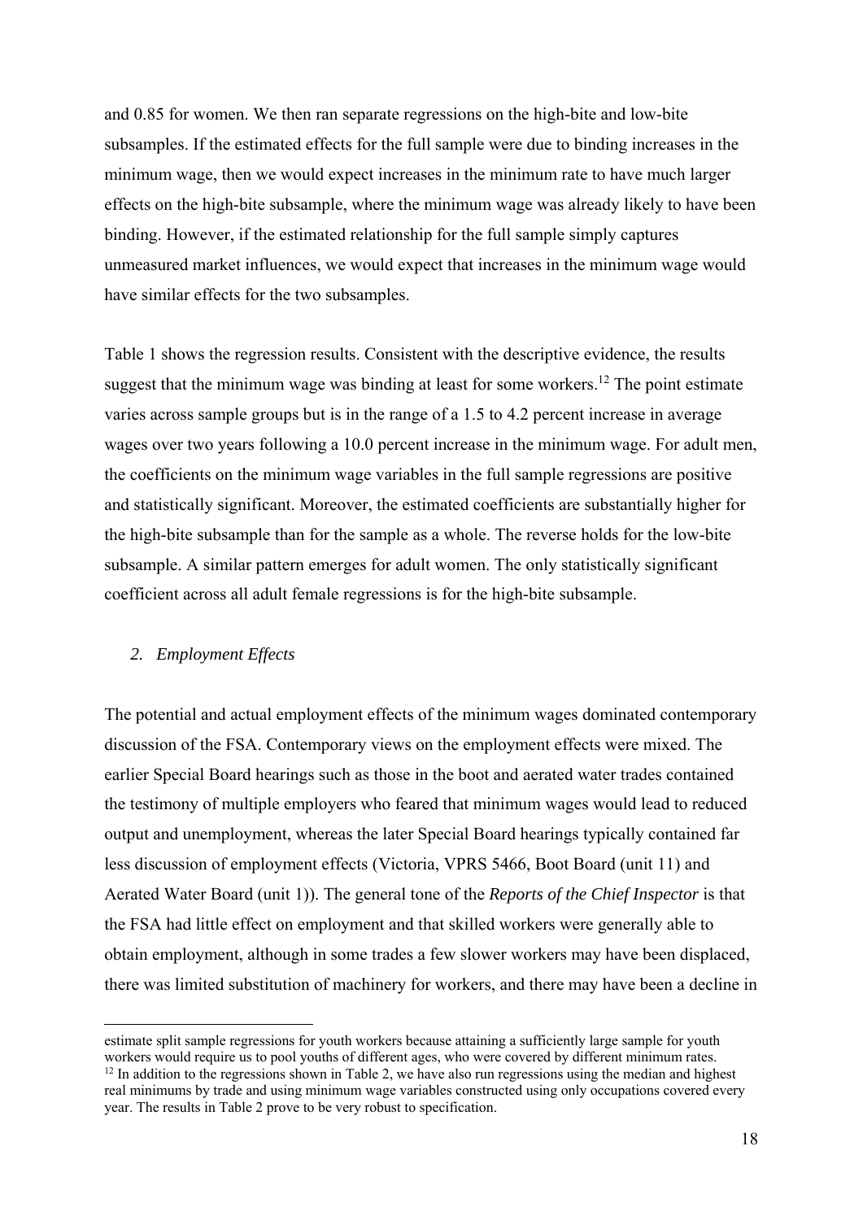and 0.85 for women. We then ran separate regressions on the high-bite and low-bite subsamples. If the estimated effects for the full sample were due to binding increases in the minimum wage, then we would expect increases in the minimum rate to have much larger effects on the high-bite subsample, where the minimum wage was already likely to have been binding. However, if the estimated relationship for the full sample simply captures unmeasured market influences, we would expect that increases in the minimum wage would have similar effects for the two subsamples.

Table 1 shows the regression results. Consistent with the descriptive evidence, the results suggest that the minimum wage was binding at least for some workers.[12] The point estimate varies across sample groups but is in the range of a 1.5 to 4.2 percent increase in average wages over two years following a 10.0 percent increase in the minimum wage. For adult men, the coefficients on the minimum wage variables in the full sample regressions are positive and statistically significant. Moreover, the estimated coefficients are substantially higher for the high-bite subsample than for the sample as a whole. The reverse holds for the low-bite subsample. A similar pattern emerges for adult women. The only statistically significant coefficient across all adult female regressions is for the high-bite subsample.

### *2. Employment Effects*

The potential and actual employment effects of the minimum wages dominated contemporary discussion of the FSA. Contemporary views on the employment effects were mixed. The earlier Special Board hearings such as those in the boot and aerated water trades contained the testimony of multiple employers who feared that minimum wages would lead to reduced output and unemployment, whereas the later Special Board hearings typically contained far less discussion of employment effects (Victoria, VPRS 5466, Boot Board (unit 11) and Aerated Water Board (unit 1)). The general tone of the *Reports of the Chief Inspector* is that the FSA had little effect on employment and that skilled workers were generally able to obtain employment, although in some trades a few slower workers may have been displaced, there was limited substitution of machinery for workers, and there may have been a decline in

---

estimate split sample regressions for youth workers because attaining a sufficiently large sample for youth workers would require us to pool youths of different ages, who were covered by different minimum rates.

[12] In addition to the regressions shown in Table 2, we have also run regressions using the median and highest real minimums by trade and using minimum wage variables constructed using only occupations covered every year. The results in Table 2 prove to be very robust to specification.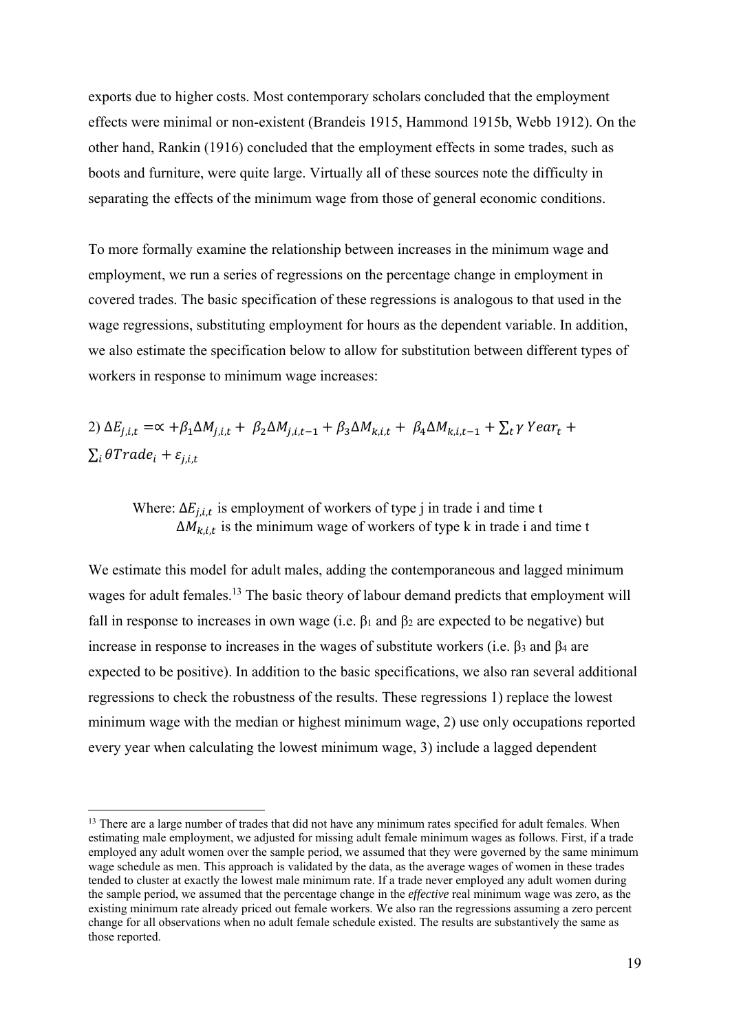exports due to higher costs. Most contemporary scholars concluded that the employment effects were minimal or non-existent (Brandeis 1915, Hammond 1915b, Webb 1912). On the other hand, Rankin (1916) concluded that the employment effects in some trades, such as boots and furniture, were quite large. Virtually all of these sources note the difficulty in separating the effects of the minimum wage from those of general economic conditions.

To more formally examine the relationship between increases in the minimum wage and employment, we run a series of regressions on the percentage change in employment in covered trades. The basic specification of these regressions is analogous to that used in the wage regressions, substituting employment for hours as the dependent variable. In addition, we also estimate the specification below to allow for substitution between different types of workers in response to minimum wage increases:

$$2)\ \Delta E_{j,i,t} = \propto + \beta_1 \Delta M_{j,i,t} + \beta_2 \Delta M_{j,i,t-1} + \beta_3 \Delta M_{k,i,t} + \beta_4 \Delta M_{k,i,t-1} + \sum_t \gamma\, Year_t + \sum_i \theta Trade_i + \varepsilon_{j,i,t}$$

Where: $\Delta E_{j,i,t}$ is employment of workers of type j in trade i and time t
$\Delta M_{k,i,t}$ is the minimum wage of workers of type k in trade i and time t

We estimate this model for adult males, adding the contemporaneous and lagged minimum wages for adult females.[13] The basic theory of labour demand predicts that employment will fall in response to increases in own wage (i.e. $\beta_1$ and $\beta_2$ are expected to be negative) but increase in response to increases in the wages of substitute workers (i.e. $\beta_3$ and $\beta_4$ are expected to be positive). In addition to the basic specifications, we also ran several additional regressions to check the robustness of the results. These regressions 1) replace the lowest minimum wage with the median or highest minimum wage, 2) use only occupations reported every year when calculating the lowest minimum wage, 3) include a lagged dependent

[13] There are a large number of trades that did not have any minimum rates specified for adult females. When estimating male employment, we adjusted for missing adult female minimum wages as follows. First, if a trade employed any adult women over the sample period, we assumed that they were governed by the same minimum wage schedule as men. This approach is validated by the data, as the average wages of women in these trades tended to cluster at exactly the lowest male minimum rate. If a trade never employed any adult women during the sample period, we assumed that the percentage change in the *effective* real minimum wage was zero, as the existing minimum rate already priced out female workers. We also ran the regressions assuming a zero percent change for all observations when no adult female schedule existed. The results are substantively the same as those reported.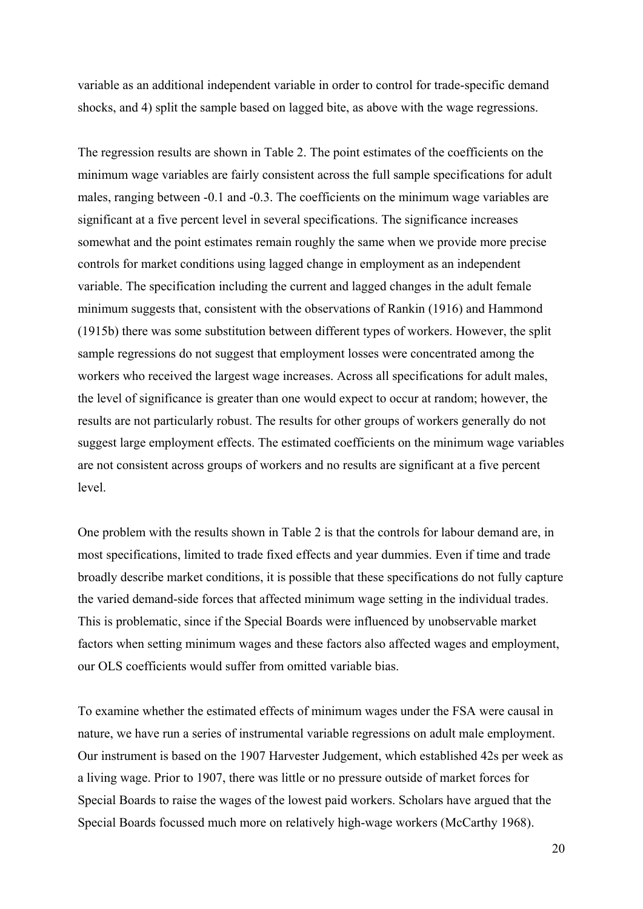variable as an additional independent variable in order to control for trade-specific demand shocks, and 4) split the sample based on lagged bite, as above with the wage regressions.

The regression results are shown in Table 2. The point estimates of the coefficients on the minimum wage variables are fairly consistent across the full sample specifications for adult males, ranging between -0.1 and -0.3. The coefficients on the minimum wage variables are significant at a five percent level in several specifications. The significance increases somewhat and the point estimates remain roughly the same when we provide more precise controls for market conditions using lagged change in employment as an independent variable. The specification including the current and lagged changes in the adult female minimum suggests that, consistent with the observations of Rankin (1916) and Hammond (1915b) there was some substitution between different types of workers. However, the split sample regressions do not suggest that employment losses were concentrated among the workers who received the largest wage increases. Across all specifications for adult males, the level of significance is greater than one would expect to occur at random; however, the results are not particularly robust. The results for other groups of workers generally do not suggest large employment effects. The estimated coefficients on the minimum wage variables are not consistent across groups of workers and no results are significant at a five percent level.

One problem with the results shown in Table 2 is that the controls for labour demand are, in most specifications, limited to trade fixed effects and year dummies. Even if time and trade broadly describe market conditions, it is possible that these specifications do not fully capture the varied demand-side forces that affected minimum wage setting in the individual trades. This is problematic, since if the Special Boards were influenced by unobservable market factors when setting minimum wages and these factors also affected wages and employment, our OLS coefficients would suffer from omitted variable bias.

To examine whether the estimated effects of minimum wages under the FSA were causal in nature, we have run a series of instrumental variable regressions on adult male employment. Our instrument is based on the 1907 Harvester Judgement, which established 42s per week as a living wage. Prior to 1907, there was little or no pressure outside of market forces for Special Boards to raise the wages of the lowest paid workers. Scholars have argued that the Special Boards focussed much more on relatively high-wage workers (McCarthy 1968).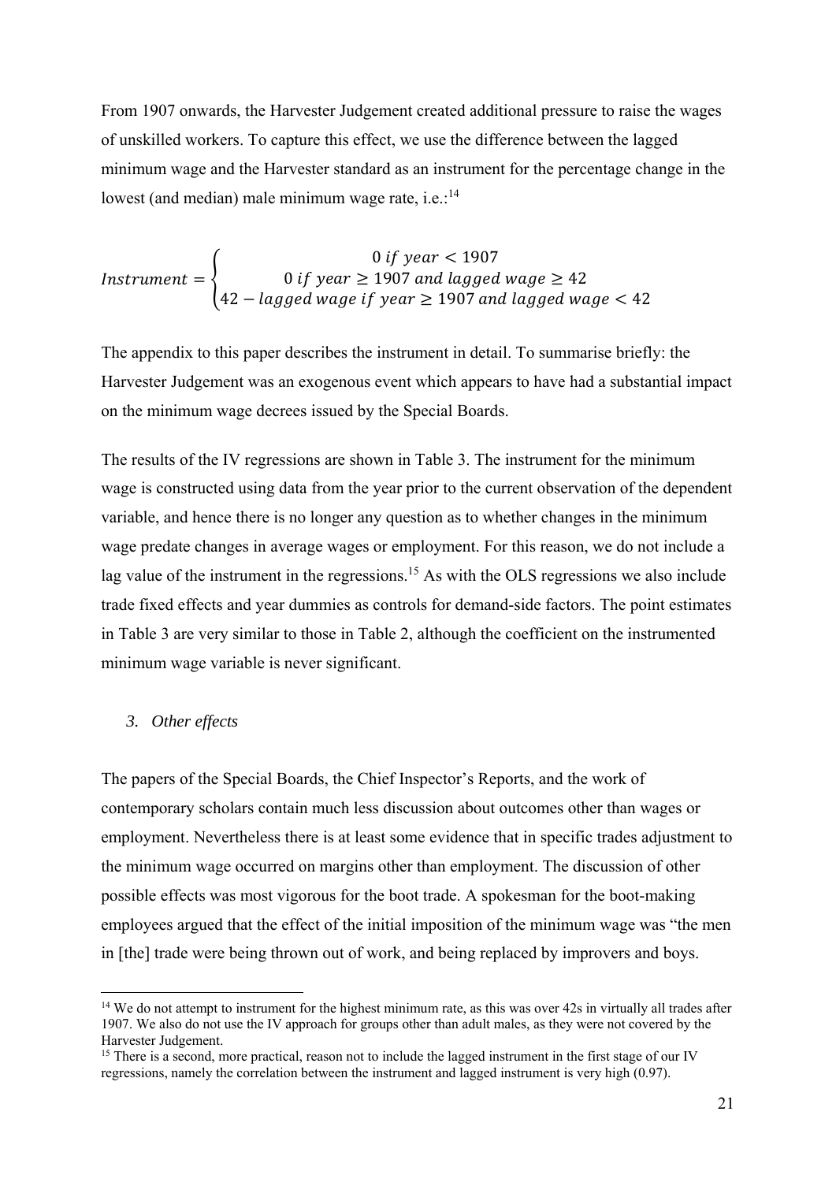From 1907 onwards, the Harvester Judgement created additional pressure to raise the wages of unskilled workers. To capture this effect, we use the difference between the lagged minimum wage and the Harvester standard as an instrument for the percentage change in the lowest (and median) male minimum wage rate, i.e.:[14]

$$Instrument = \begin{cases} 0 \; if \; year < 1907 \\ 0 \; if \; year \geq 1907 \; and \; lagged \; wage \geq 42 \\ 42 - lagged \; wage \; if \; year \geq 1907 \; and \; lagged \; wage < 42 \end{cases}$$

The appendix to this paper describes the instrument in detail. To summarise briefly: the Harvester Judgement was an exogenous event which appears to have had a substantial impact on the minimum wage decrees issued by the Special Boards.

The results of the IV regressions are shown in Table 3. The instrument for the minimum wage is constructed using data from the year prior to the current observation of the dependent variable, and hence there is no longer any question as to whether changes in the minimum wage predate changes in average wages or employment. For this reason, we do not include a lag value of the instrument in the regressions.[15] As with the OLS regressions we also include trade fixed effects and year dummies as controls for demand-side factors. The point estimates in Table 3 are very similar to those in Table 2, although the coefficient on the instrumented minimum wage variable is never significant.

### *3. Other effects*

The papers of the Special Boards, the Chief Inspector's Reports, and the work of contemporary scholars contain much less discussion about outcomes other than wages or employment. Nevertheless there is at least some evidence that in specific trades adjustment to the minimum wage occurred on margins other than employment. The discussion of other possible effects was most vigorous for the boot trade. A spokesman for the boot-making employees argued that the effect of the initial imposition of the minimum wage was "the men in [the] trade were being thrown out of work, and being replaced by improvers and boys.

---

[14] We do not attempt to instrument for the highest minimum rate, as this was over 42s in virtually all trades after 1907. We also do not use the IV approach for groups other than adult males, as they were not covered by the Harvester Judgement.

[15] There is a second, more practical, reason not to include the lagged instrument in the first stage of our IV regressions, namely the correlation between the instrument and lagged instrument is very high (0.97).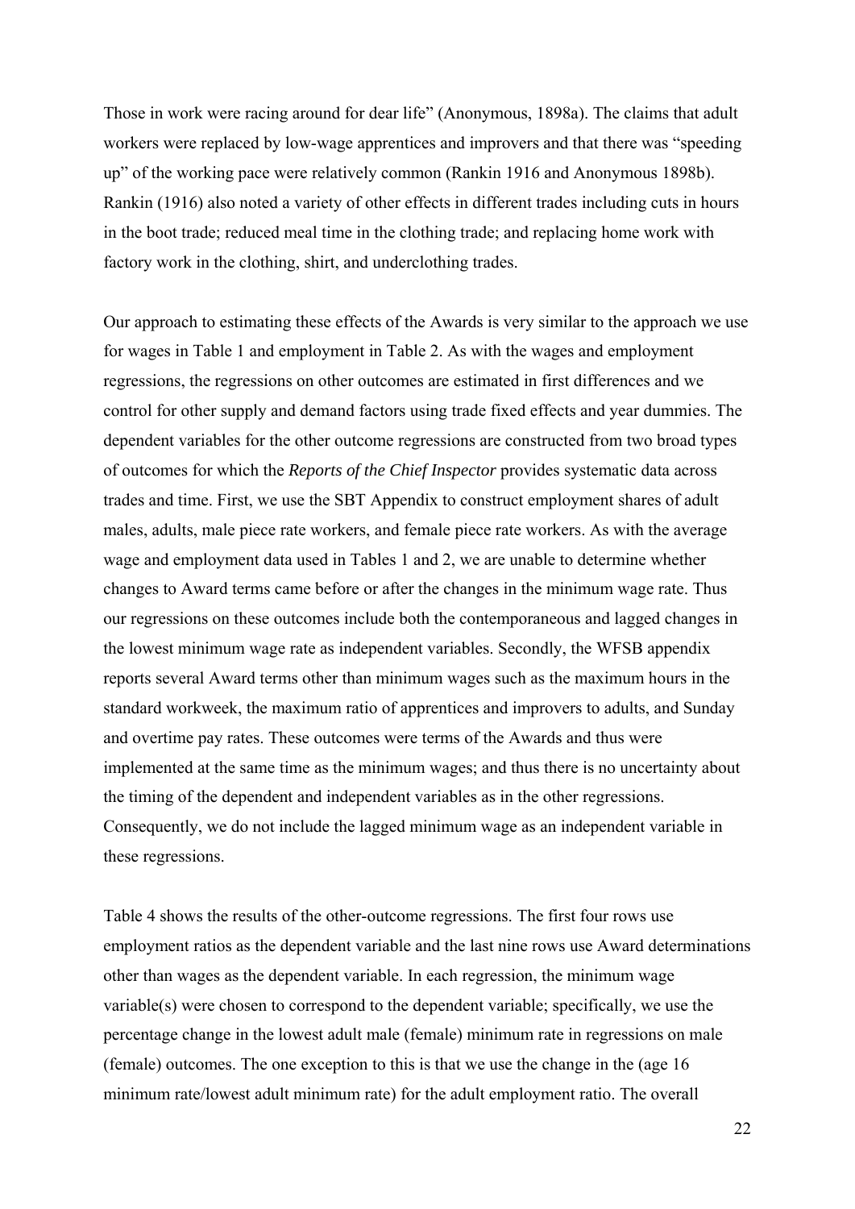Those in work were racing around for dear life" (Anonymous, 1898a). The claims that adult workers were replaced by low-wage apprentices and improvers and that there was "speeding up" of the working pace were relatively common (Rankin 1916 and Anonymous 1898b). Rankin (1916) also noted a variety of other effects in different trades including cuts in hours in the boot trade; reduced meal time in the clothing trade; and replacing home work with factory work in the clothing, shirt, and underclothing trades.

Our approach to estimating these effects of the Awards is very similar to the approach we use for wages in Table 1 and employment in Table 2. As with the wages and employment regressions, the regressions on other outcomes are estimated in first differences and we control for other supply and demand factors using trade fixed effects and year dummies. The dependent variables for the other outcome regressions are constructed from two broad types of outcomes for which the *Reports of the Chief Inspector* provides systematic data across trades and time. First, we use the SBT Appendix to construct employment shares of adult males, adults, male piece rate workers, and female piece rate workers. As with the average wage and employment data used in Tables 1 and 2, we are unable to determine whether changes to Award terms came before or after the changes in the minimum wage rate. Thus our regressions on these outcomes include both the contemporaneous and lagged changes in the lowest minimum wage rate as independent variables. Secondly, the WFSB appendix reports several Award terms other than minimum wages such as the maximum hours in the standard workweek, the maximum ratio of apprentices and improvers to adults, and Sunday and overtime pay rates. These outcomes were terms of the Awards and thus were implemented at the same time as the minimum wages; and thus there is no uncertainty about the timing of the dependent and independent variables as in the other regressions. Consequently, we do not include the lagged minimum wage as an independent variable in these regressions.

Table 4 shows the results of the other-outcome regressions. The first four rows use employment ratios as the dependent variable and the last nine rows use Award determinations other than wages as the dependent variable. In each regression, the minimum wage variable(s) were chosen to correspond to the dependent variable; specifically, we use the percentage change in the lowest adult male (female) minimum rate in regressions on male (female) outcomes. The one exception to this is that we use the change in the (age 16 minimum rate/lowest adult minimum rate) for the adult employment ratio. The overall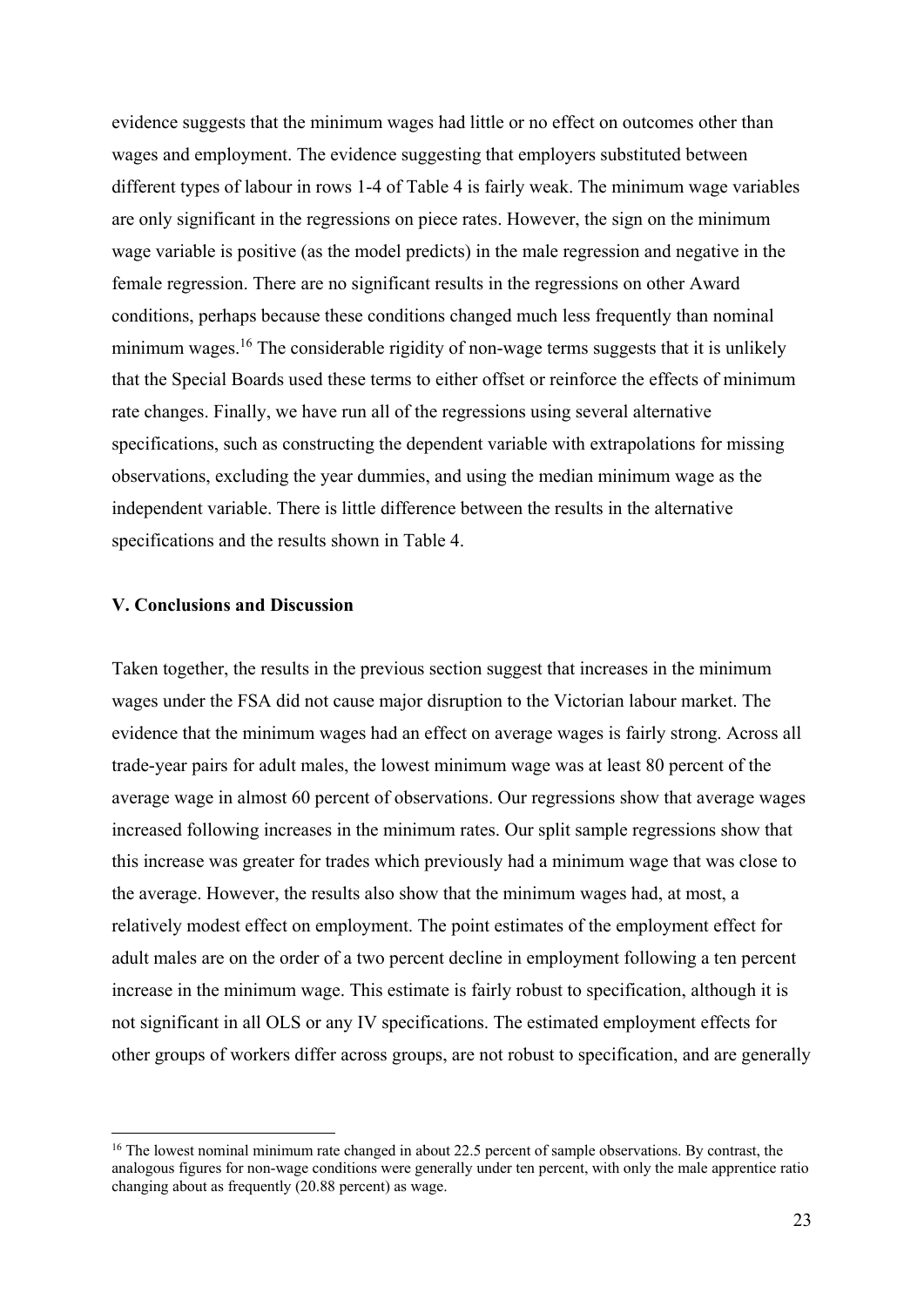evidence suggests that the minimum wages had little or no effect on outcomes other than wages and employment. The evidence suggesting that employers substituted between different types of labour in rows 1-4 of Table 4 is fairly weak. The minimum wage variables are only significant in the regressions on piece rates. However, the sign on the minimum wage variable is positive (as the model predicts) in the male regression and negative in the female regression. There are no significant results in the regressions on other Award conditions, perhaps because these conditions changed much less frequently than nominal minimum wages.[16] The considerable rigidity of non-wage terms suggests that it is unlikely that the Special Boards used these terms to either offset or reinforce the effects of minimum rate changes. Finally, we have run all of the regressions using several alternative specifications, such as constructing the dependent variable with extrapolations for missing observations, excluding the year dummies, and using the median minimum wage as the independent variable. There is little difference between the results in the alternative specifications and the results shown in Table 4.

## V. Conclusions and Discussion

Taken together, the results in the previous section suggest that increases in the minimum wages under the FSA did not cause major disruption to the Victorian labour market. The evidence that the minimum wages had an effect on average wages is fairly strong. Across all trade-year pairs for adult males, the lowest minimum wage was at least 80 percent of the average wage in almost 60 percent of observations. Our regressions show that average wages increased following increases in the minimum rates. Our split sample regressions show that this increase was greater for trades which previously had a minimum wage that was close to the average. However, the results also show that the minimum wages had, at most, a relatively modest effect on employment. The point estimates of the employment effect for adult males are on the order of a two percent decline in employment following a ten percent increase in the minimum wage. This estimate is fairly robust to specification, although it is not significant in all OLS or any IV specifications. The estimated employment effects for other groups of workers differ across groups, are not robust to specification, and are generally

[16] The lowest nominal minimum rate changed in about 22.5 percent of sample observations. By contrast, the analogous figures for non-wage conditions were generally under ten percent, with only the male apprentice ratio changing about as frequently (20.88 percent) as wage.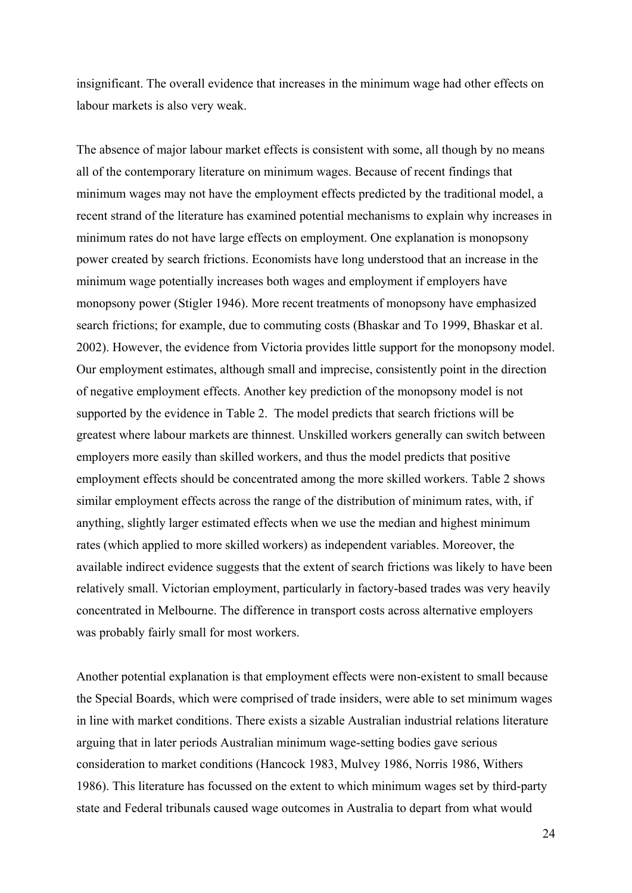insignificant. The overall evidence that increases in the minimum wage had other effects on labour markets is also very weak.

The absence of major labour market effects is consistent with some, all though by no means all of the contemporary literature on minimum wages. Because of recent findings that minimum wages may not have the employment effects predicted by the traditional model, a recent strand of the literature has examined potential mechanisms to explain why increases in minimum rates do not have large effects on employment. One explanation is monopsony power created by search frictions. Economists have long understood that an increase in the minimum wage potentially increases both wages and employment if employers have monopsony power (Stigler 1946). More recent treatments of monopsony have emphasized search frictions; for example, due to commuting costs (Bhaskar and To 1999, Bhaskar et al. 2002). However, the evidence from Victoria provides little support for the monopsony model. Our employment estimates, although small and imprecise, consistently point in the direction of negative employment effects. Another key prediction of the monopsony model is not supported by the evidence in Table 2. The model predicts that search frictions will be greatest where labour markets are thinnest. Unskilled workers generally can switch between employers more easily than skilled workers, and thus the model predicts that positive employment effects should be concentrated among the more skilled workers. Table 2 shows similar employment effects across the range of the distribution of minimum rates, with, if anything, slightly larger estimated effects when we use the median and highest minimum rates (which applied to more skilled workers) as independent variables. Moreover, the available indirect evidence suggests that the extent of search frictions was likely to have been relatively small. Victorian employment, particularly in factory-based trades was very heavily concentrated in Melbourne. The difference in transport costs across alternative employers was probably fairly small for most workers.

Another potential explanation is that employment effects were non-existent to small because the Special Boards, which were comprised of trade insiders, were able to set minimum wages in line with market conditions. There exists a sizable Australian industrial relations literature arguing that in later periods Australian minimum wage-setting bodies gave serious consideration to market conditions (Hancock 1983, Mulvey 1986, Norris 1986, Withers 1986). This literature has focussed on the extent to which minimum wages set by third-party state and Federal tribunals caused wage outcomes in Australia to depart from what would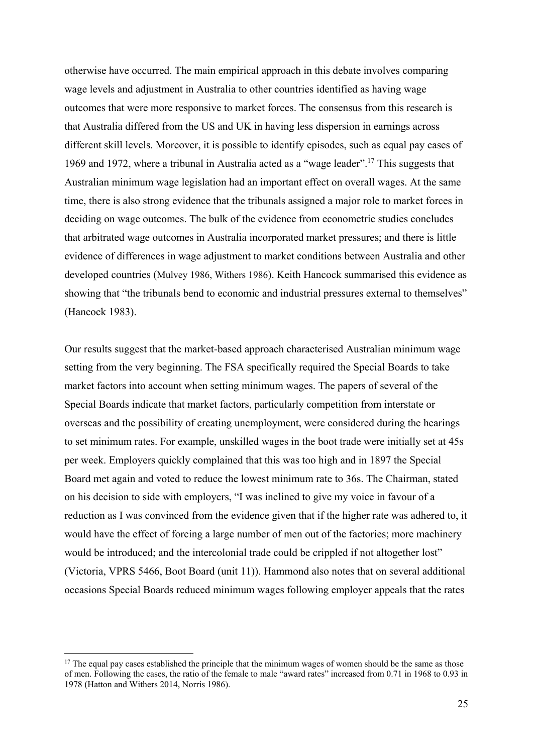otherwise have occurred. The main empirical approach in this debate involves comparing wage levels and adjustment in Australia to other countries identified as having wage outcomes that were more responsive to market forces. The consensus from this research is that Australia differed from the US and UK in having less dispersion in earnings across different skill levels. Moreover, it is possible to identify episodes, such as equal pay cases of 1969 and 1972, where a tribunal in Australia acted as a "wage leader".[17] This suggests that Australian minimum wage legislation had an important effect on overall wages. At the same time, there is also strong evidence that the tribunals assigned a major role to market forces in deciding on wage outcomes. The bulk of the evidence from econometric studies concludes that arbitrated wage outcomes in Australia incorporated market pressures; and there is little evidence of differences in wage adjustment to market conditions between Australia and other developed countries (Mulvey 1986, Withers 1986). Keith Hancock summarised this evidence as showing that "the tribunals bend to economic and industrial pressures external to themselves" (Hancock 1983).

Our results suggest that the market-based approach characterised Australian minimum wage setting from the very beginning. The FSA specifically required the Special Boards to take market factors into account when setting minimum wages. The papers of several of the Special Boards indicate that market factors, particularly competition from interstate or overseas and the possibility of creating unemployment, were considered during the hearings to set minimum rates. For example, unskilled wages in the boot trade were initially set at 45s per week. Employers quickly complained that this was too high and in 1897 the Special Board met again and voted to reduce the lowest minimum rate to 36s. The Chairman, stated on his decision to side with employers, "I was inclined to give my voice in favour of a reduction as I was convinced from the evidence given that if the higher rate was adhered to, it would have the effect of forcing a large number of men out of the factories; more machinery would be introduced; and the intercolonial trade could be crippled if not altogether lost" (Victoria, VPRS 5466, Boot Board (unit 11)). Hammond also notes that on several additional occasions Special Boards reduced minimum wages following employer appeals that the rates

[17] The equal pay cases established the principle that the minimum wages of women should be the same as those of men. Following the cases, the ratio of the female to male "award rates" increased from 0.71 in 1968 to 0.93 in 1978 (Hatton and Withers 2014, Norris 1986).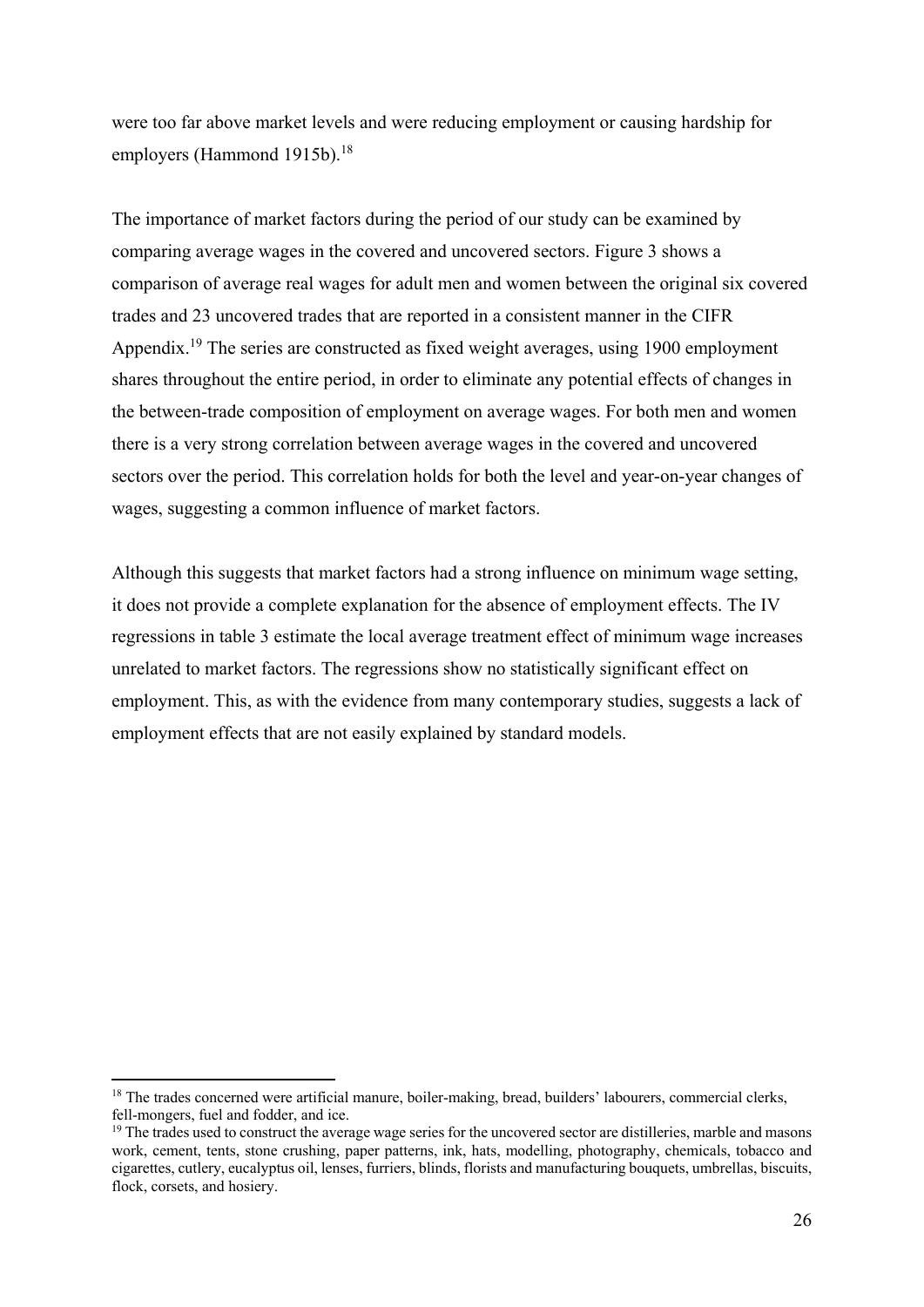were too far above market levels and were reducing employment or causing hardship for employers (Hammond 1915b).[18]

The importance of market factors during the period of our study can be examined by comparing average wages in the covered and uncovered sectors. Figure 3 shows a comparison of average real wages for adult men and women between the original six covered trades and 23 uncovered trades that are reported in a consistent manner in the CIFR Appendix.[19] The series are constructed as fixed weight averages, using 1900 employment shares throughout the entire period, in order to eliminate any potential effects of changes in the between-trade composition of employment on average wages. For both men and women there is a very strong correlation between average wages in the covered and uncovered sectors over the period. This correlation holds for both the level and year-on-year changes of wages, suggesting a common influence of market factors.

Although this suggests that market factors had a strong influence on minimum wage setting, it does not provide a complete explanation for the absence of employment effects. The IV regressions in table 3 estimate the local average treatment effect of minimum wage increases unrelated to market factors. The regressions show no statistically significant effect on employment. This, as with the evidence from many contemporary studies, suggests a lack of employment effects that are not easily explained by standard models.

---

[18] The trades concerned were artificial manure, boiler-making, bread, builders' labourers, commercial clerks, fell-mongers, fuel and fodder, and ice.

[19] The trades used to construct the average wage series for the uncovered sector are distilleries, marble and masons work, cement, tents, stone crushing, paper patterns, ink, hats, modelling, photography, chemicals, tobacco and cigarettes, cutlery, eucalyptus oil, lenses, furriers, blinds, florists and manufacturing bouquets, umbrellas, biscuits, flock, corsets, and hosiery.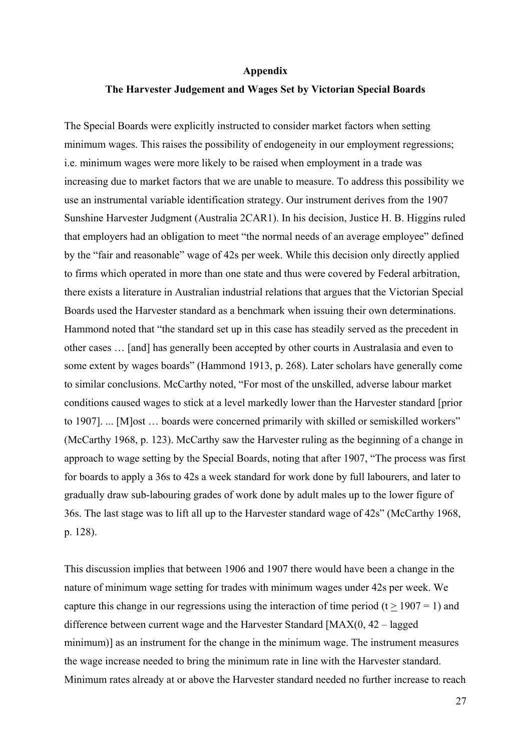## Appendix

### The Harvester Judgement and Wages Set by Victorian Special Boards

The Special Boards were explicitly instructed to consider market factors when setting minimum wages. This raises the possibility of endogeneity in our employment regressions; i.e. minimum wages were more likely to be raised when employment in a trade was increasing due to market factors that we are unable to measure. To address this possibility we use an instrumental variable identification strategy. Our instrument derives from the 1907 Sunshine Harvester Judgment (Australia 2CAR1). In his decision, Justice H. B. Higgins ruled that employers had an obligation to meet "the normal needs of an average employee" defined by the "fair and reasonable" wage of 42s per week. While this decision only directly applied to firms which operated in more than one state and thus were covered by Federal arbitration, there exists a literature in Australian industrial relations that argues that the Victorian Special Boards used the Harvester standard as a benchmark when issuing their own determinations. Hammond noted that "the standard set up in this case has steadily served as the precedent in other cases … [and] has generally been accepted by other courts in Australasia and even to some extent by wages boards" (Hammond 1913, p. 268). Later scholars have generally come to similar conclusions. McCarthy noted, "For most of the unskilled, adverse labour market conditions caused wages to stick at a level markedly lower than the Harvester standard [prior to 1907]. ... [M]ost … boards were concerned primarily with skilled or semiskilled workers" (McCarthy 1968, p. 123). McCarthy saw the Harvester ruling as the beginning of a change in approach to wage setting by the Special Boards, noting that after 1907, "The process was first for boards to apply a 36s to 42s a week standard for work done by full labourers, and later to gradually draw sub-labouring grades of work done by adult males up to the lower figure of 36s. The last stage was to lift all up to the Harvester standard wage of 42s" (McCarthy 1968, p. 128).

This discussion implies that between 1906 and 1907 there would have been a change in the nature of minimum wage setting for trades with minimum wages under 42s per week. We capture this change in our regressions using the interaction of time period ($t \geq 1907 = 1$) and difference between current wage and the Harvester Standard [MAX(0, 42 – lagged minimum)] as an instrument for the change in the minimum wage. The instrument measures the wage increase needed to bring the minimum rate in line with the Harvester standard. Minimum rates already at or above the Harvester standard needed no further increase to reach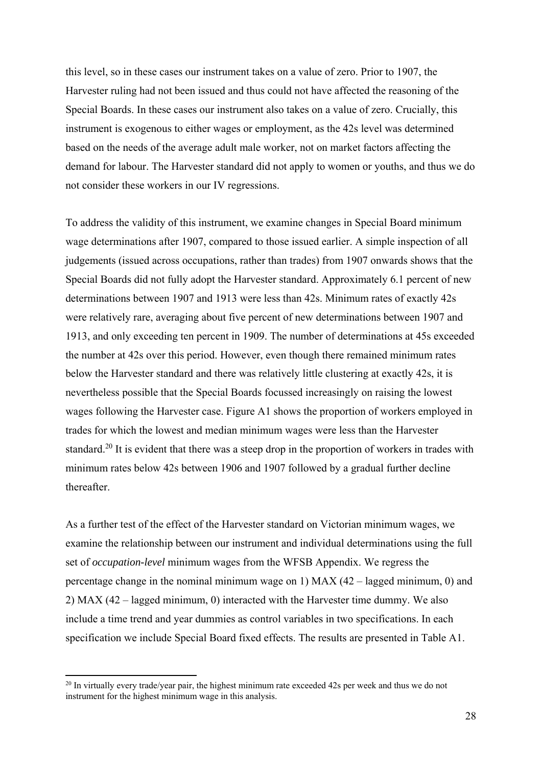this level, so in these cases our instrument takes on a value of zero. Prior to 1907, the Harvester ruling had not been issued and thus could not have affected the reasoning of the Special Boards. In these cases our instrument also takes on a value of zero. Crucially, this instrument is exogenous to either wages or employment, as the 42s level was determined based on the needs of the average adult male worker, not on market factors affecting the demand for labour. The Harvester standard did not apply to women or youths, and thus we do not consider these workers in our IV regressions.

To address the validity of this instrument, we examine changes in Special Board minimum wage determinations after 1907, compared to those issued earlier. A simple inspection of all judgements (issued across occupations, rather than trades) from 1907 onwards shows that the Special Boards did not fully adopt the Harvester standard. Approximately 6.1 percent of new determinations between 1907 and 1913 were less than 42s. Minimum rates of exactly 42s were relatively rare, averaging about five percent of new determinations between 1907 and 1913, and only exceeding ten percent in 1909. The number of determinations at 45s exceeded the number at 42s over this period. However, even though there remained minimum rates below the Harvester standard and there was relatively little clustering at exactly 42s, it is nevertheless possible that the Special Boards focussed increasingly on raising the lowest wages following the Harvester case. Figure A1 shows the proportion of workers employed in trades for which the lowest and median minimum wages were less than the Harvester standard.[20] It is evident that there was a steep drop in the proportion of workers in trades with minimum rates below 42s between 1906 and 1907 followed by a gradual further decline thereafter.

As a further test of the effect of the Harvester standard on Victorian minimum wages, we examine the relationship between our instrument and individual determinations using the full set of *occupation-level* minimum wages from the WFSB Appendix. We regress the percentage change in the nominal minimum wage on 1) MAX (42 – lagged minimum, 0) and 2) MAX (42 – lagged minimum, 0) interacted with the Harvester time dummy. We also include a time trend and year dummies as control variables in two specifications. In each specification we include Special Board fixed effects. The results are presented in Table A1.

[20] In virtually every trade/year pair, the highest minimum rate exceeded 42s per week and thus we do not instrument for the highest minimum wage in this analysis.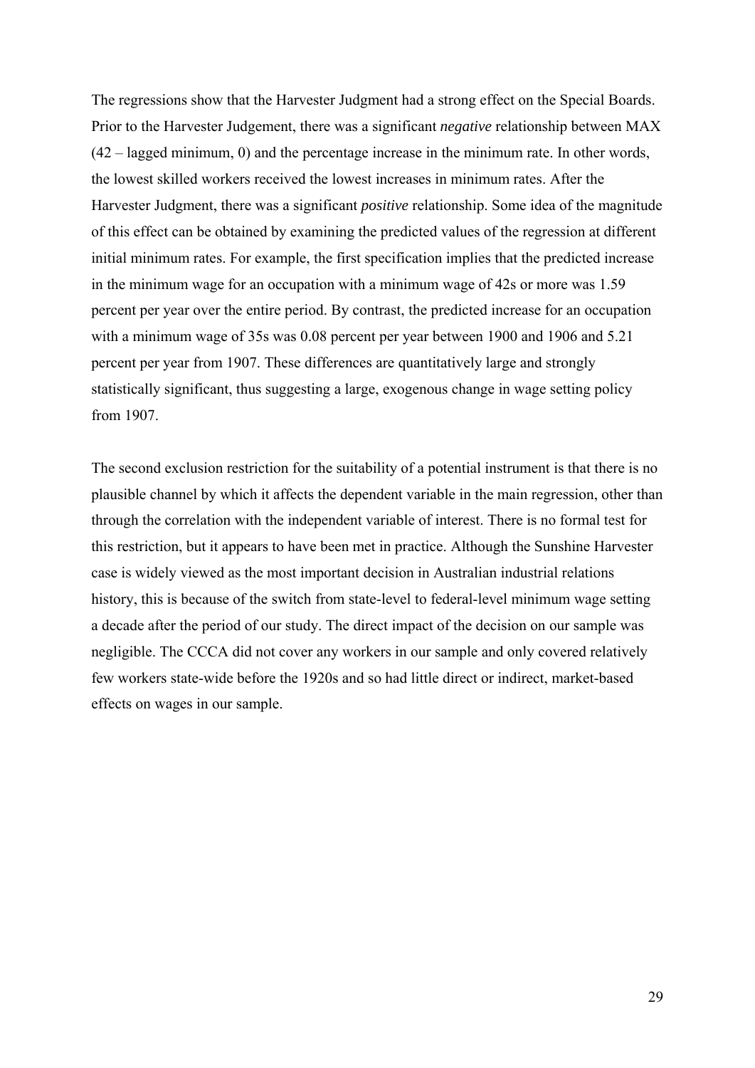The regressions show that the Harvester Judgment had a strong effect on the Special Boards. Prior to the Harvester Judgement, there was a significant *negative* relationship between MAX (42 – lagged minimum, 0) and the percentage increase in the minimum rate. In other words, the lowest skilled workers received the lowest increases in minimum rates. After the Harvester Judgment, there was a significant *positive* relationship. Some idea of the magnitude of this effect can be obtained by examining the predicted values of the regression at different initial minimum rates. For example, the first specification implies that the predicted increase in the minimum wage for an occupation with a minimum wage of 42s or more was 1.59 percent per year over the entire period. By contrast, the predicted increase for an occupation with a minimum wage of 35s was 0.08 percent per year between 1900 and 1906 and 5.21 percent per year from 1907. These differences are quantitatively large and strongly statistically significant, thus suggesting a large, exogenous change in wage setting policy from 1907.

The second exclusion restriction for the suitability of a potential instrument is that there is no plausible channel by which it affects the dependent variable in the main regression, other than through the correlation with the independent variable of interest. There is no formal test for this restriction, but it appears to have been met in practice. Although the Sunshine Harvester case is widely viewed as the most important decision in Australian industrial relations history, this is because of the switch from state-level to federal-level minimum wage setting a decade after the period of our study. The direct impact of the decision on our sample was negligible. The CCCA did not cover any workers in our sample and only covered relatively few workers state-wide before the 1920s and so had little direct or indirect, market-based effects on wages in our sample.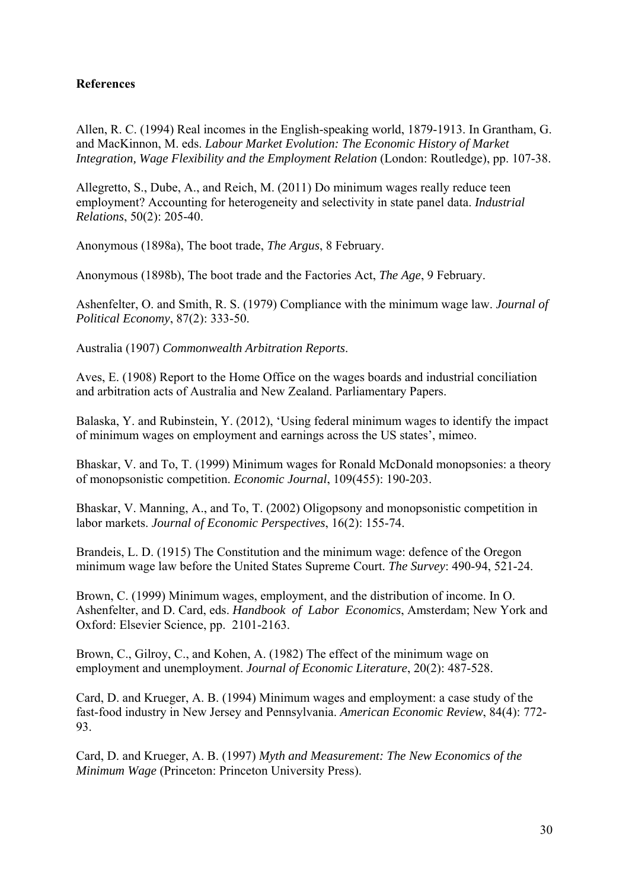**References**

Allen, R. C. (1994) Real incomes in the English-speaking world, 1879-1913. In Grantham, G. and MacKinnon, M. eds. *Labour Market Evolution: The Economic History of Market Integration, Wage Flexibility and the Employment Relation* (London: Routledge), pp. 107-38.

Allegretto, S., Dube, A., and Reich, M. (2011) Do minimum wages really reduce teen employment? Accounting for heterogeneity and selectivity in state panel data. *Industrial Relations*, 50(2): 205-40.

Anonymous (1898a), The boot trade, *The Argus*, 8 February.

Anonymous (1898b), The boot trade and the Factories Act, *The Age*, 9 February.

Ashenfelter, O. and Smith, R. S. (1979) Compliance with the minimum wage law. *Journal of Political Economy*, 87(2): 333-50.

Australia (1907) *Commonwealth Arbitration Reports*.

Aves, E. (1908) Report to the Home Office on the wages boards and industrial conciliation and arbitration acts of Australia and New Zealand. Parliamentary Papers.

Balaska, Y. and Rubinstein, Y. (2012), 'Using federal minimum wages to identify the impact of minimum wages on employment and earnings across the US states', mimeo.

Bhaskar, V. and To, T. (1999) Minimum wages for Ronald McDonald monopsonies: a theory of monopsonistic competition. *Economic Journal*, 109(455): 190-203.

Bhaskar, V. Manning, A., and To, T. (2002) Oligopsony and monopsonistic competition in labor markets. *Journal of Economic Perspectives*, 16(2): 155-74.

Brandeis, L. D. (1915) The Constitution and the minimum wage: defence of the Oregon minimum wage law before the United States Supreme Court. *The Survey*: 490-94, 521-24.

Brown, C. (1999) Minimum wages, employment, and the distribution of income. In O. Ashenfelter, and D. Card, eds. *Handbook of Labor Economics*, Amsterdam; New York and Oxford: Elsevier Science, pp. 2101-2163.

Brown, C., Gilroy, C., and Kohen, A. (1982) The effect of the minimum wage on employment and unemployment. *Journal of Economic Literature*, 20(2): 487-528.

Card, D. and Krueger, A. B. (1994) Minimum wages and employment: a case study of the fast-food industry in New Jersey and Pennsylvania. *American Economic Review*, 84(4): 772-93.

Card, D. and Krueger, A. B. (1997) *Myth and Measurement: The New Economics of the Minimum Wage* (Princeton: Princeton University Press).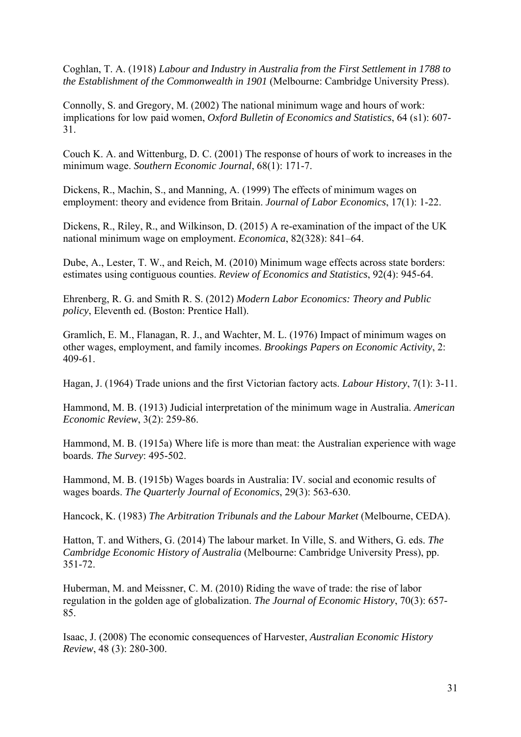Coghlan, T. A. (1918) *Labour and Industry in Australia from the First Settlement in 1788 to the Establishment of the Commonwealth in 1901* (Melbourne: Cambridge University Press).

Connolly, S. and Gregory, M. (2002) The national minimum wage and hours of work: implications for low paid women, *Oxford Bulletin of Economics and Statistics*, 64 (s1): 607-31.

Couch K. A. and Wittenburg, D. C. (2001) The response of hours of work to increases in the minimum wage. *Southern Economic Journal*, 68(1): 171-7.

Dickens, R., Machin, S., and Manning, A. (1999) The effects of minimum wages on employment: theory and evidence from Britain. *Journal of Labor Economics*, 17(1): 1-22.

Dickens, R., Riley, R., and Wilkinson, D. (2015) A re-examination of the impact of the UK national minimum wage on employment. *Economica*, 82(328): 841–64.

Dube, A., Lester, T. W., and Reich, M. (2010) Minimum wage effects across state borders: estimates using contiguous counties. *Review of Economics and Statistics*, 92(4): 945-64.

Ehrenberg, R. G. and Smith R. S. (2012) *Modern Labor Economics: Theory and Public policy*, Eleventh ed. (Boston: Prentice Hall).

Gramlich, E. M., Flanagan, R. J., and Wachter, M. L. (1976) Impact of minimum wages on other wages, employment, and family incomes. *Brookings Papers on Economic Activity*, 2: 409-61.

Hagan, J. (1964) Trade unions and the first Victorian factory acts. *Labour History*, 7(1): 3-11.

Hammond, M. B. (1913) Judicial interpretation of the minimum wage in Australia. *American Economic Review*, 3(2): 259-86.

Hammond, M. B. (1915a) Where life is more than meat: the Australian experience with wage boards. *The Survey*: 495-502.

Hammond, M. B. (1915b) Wages boards in Australia: IV. social and economic results of wages boards. *The Quarterly Journal of Economics*, 29(3): 563-630.

Hancock, K. (1983) *The Arbitration Tribunals and the Labour Market* (Melbourne, CEDA).

Hatton, T. and Withers, G. (2014) The labour market. In Ville, S. and Withers, G. eds. *The Cambridge Economic History of Australia* (Melbourne: Cambridge University Press), pp. 351-72.

Huberman, M. and Meissner, C. M. (2010) Riding the wave of trade: the rise of labor regulation in the golden age of globalization. *The Journal of Economic History*, 70(3): 657-85.

Isaac, J. (2008) The economic consequences of Harvester, *Australian Economic History Review*, 48 (3): 280-300.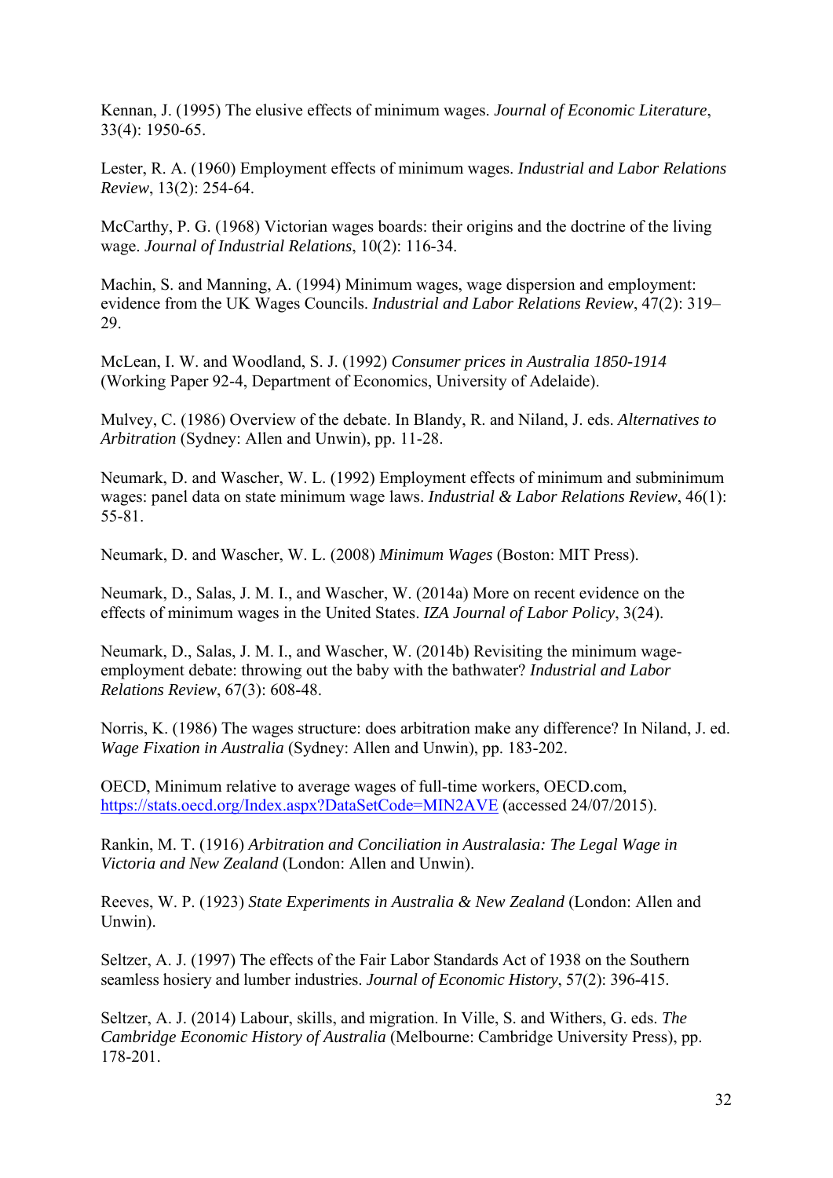Kennan, J. (1995) The elusive effects of minimum wages. *Journal of Economic Literature*, 33(4): 1950-65.

Lester, R. A. (1960) Employment effects of minimum wages. *Industrial and Labor Relations Review*, 13(2): 254-64.

McCarthy, P. G. (1968) Victorian wages boards: their origins and the doctrine of the living wage. *Journal of Industrial Relations*, 10(2): 116-34.

Machin, S. and Manning, A. (1994) Minimum wages, wage dispersion and employment: evidence from the UK Wages Councils. *Industrial and Labor Relations Review*, 47(2): 319–29.

McLean, I. W. and Woodland, S. J. (1992) *Consumer prices in Australia 1850-1914* (Working Paper 92-4, Department of Economics, University of Adelaide).

Mulvey, C. (1986) Overview of the debate. In Blandy, R. and Niland, J. eds. *Alternatives to Arbitration* (Sydney: Allen and Unwin), pp. 11-28.

Neumark, D. and Wascher, W. L. (1992) Employment effects of minimum and subminimum wages: panel data on state minimum wage laws. *Industrial & Labor Relations Review*, 46(1): 55-81.

Neumark, D. and Wascher, W. L. (2008) *Minimum Wages* (Boston: MIT Press).

Neumark, D., Salas, J. M. I., and Wascher, W. (2014a) More on recent evidence on the effects of minimum wages in the United States. *IZA Journal of Labor Policy*, 3(24).

Neumark, D., Salas, J. M. I., and Wascher, W. (2014b) Revisiting the minimum wage-employment debate: throwing out the baby with the bathwater? *Industrial and Labor Relations Review*, 67(3): 608-48.

Norris, K. (1986) The wages structure: does arbitration make any difference? In Niland, J. ed. *Wage Fixation in Australia* (Sydney: Allen and Unwin), pp. 183-202.

OECD, Minimum relative to average wages of full-time workers, OECD.com, https://stats.oecd.org/Index.aspx?DataSetCode=MIN2AVE (accessed 24/07/2015).

Rankin, M. T. (1916) *Arbitration and Conciliation in Australasia: The Legal Wage in Victoria and New Zealand* (London: Allen and Unwin).

Reeves, W. P. (1923) *State Experiments in Australia & New Zealand* (London: Allen and Unwin).

Seltzer, A. J. (1997) The effects of the Fair Labor Standards Act of 1938 on the Southern seamless hosiery and lumber industries. *Journal of Economic History*, 57(2): 396-415.

Seltzer, A. J. (2014) Labour, skills, and migration. In Ville, S. and Withers, G. eds. *The Cambridge Economic History of Australia* (Melbourne: Cambridge University Press), pp. 178-201.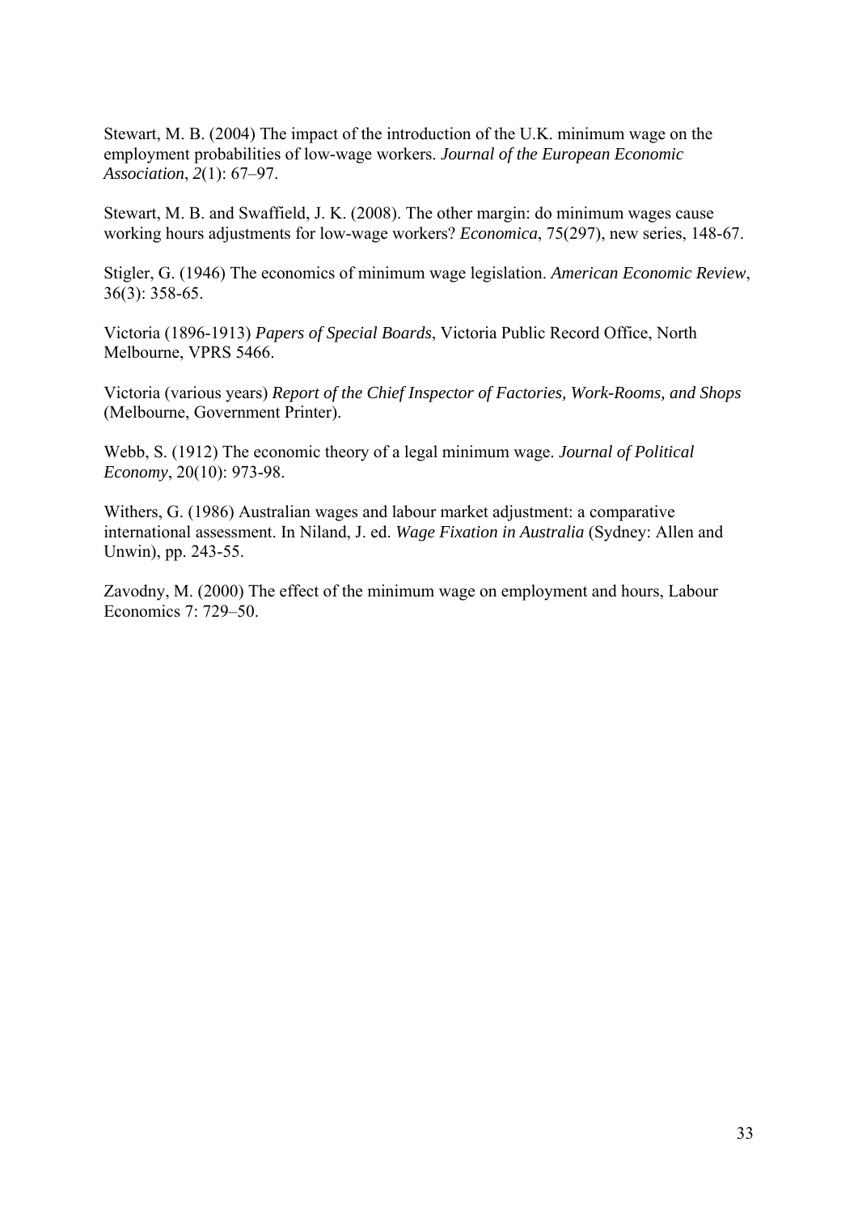Stewart, M. B. (2004) The impact of the introduction of the U.K. minimum wage on the employment probabilities of low-wage workers. *Journal of the European Economic Association*, *2*(1): 67–97.

Stewart, M. B. and Swaffield, J. K. (2008). The other margin: do minimum wages cause working hours adjustments for low-wage workers? *Economica*, 75(297), new series, 148-67.

Stigler, G. (1946) The economics of minimum wage legislation. *American Economic Review*, 36(3): 358-65.

Victoria (1896-1913) *Papers of Special Boards*, Victoria Public Record Office, North Melbourne, VPRS 5466.

Victoria (various years) *Report of the Chief Inspector of Factories, Work-Rooms, and Shops* (Melbourne, Government Printer).

Webb, S. (1912) The economic theory of a legal minimum wage. *Journal of Political Economy*, 20(10): 973-98.

Withers, G. (1986) Australian wages and labour market adjustment: a comparative international assessment. In Niland, J. ed. *Wage Fixation in Australia* (Sydney: Allen and Unwin), pp. 243-55.

Zavodny, M. (2000) The effect of the minimum wage on employment and hours, Labour Economics 7: 729–50.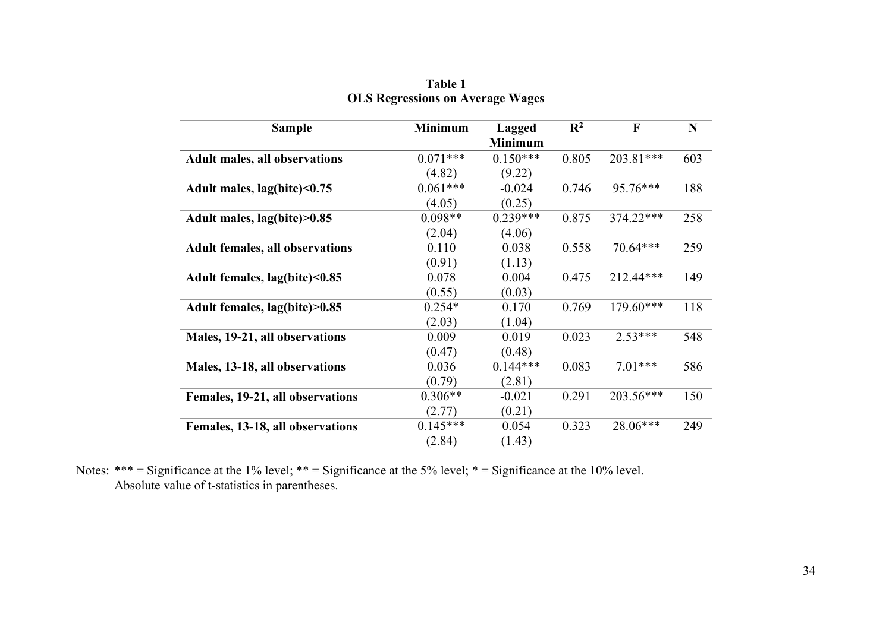**Table 1**
**OLS Regressions on Average Wages**

| Sample | Minimum | Lagged Minimum | $R^2$ | F | N |
|---|---|---|---|---|---|
| **Adult males, all observations** | 0.071*** (4.82) | 0.150*** (9.22) | 0.805 | 203.81*** | 603 |
| **Adult males, lag(bite)<0.75** | 0.061*** (4.05) | -0.024 (0.25) | 0.746 | 95.76*** | 188 |
| **Adult males, lag(bite)>0.85** | 0.098** (2.04) | 0.239*** (4.06) | 0.875 | 374.22*** | 258 |
| **Adult females, all observations** | 0.110 (0.91) | 0.038 (1.13) | 0.558 | 70.64*** | 259 |
| **Adult females, lag(bite)<0.85** | 0.078 (0.55) | 0.004 (0.03) | 0.475 | 212.44*** | 149 |
| **Adult females, lag(bite)>0.85** | 0.254* (2.03) | 0.170 (1.04) | 0.769 | 179.60*** | 118 |
| **Males, 19-21, all observations** | 0.009 (0.47) | 0.019 (0.48) | 0.023 | 2.53*** | 548 |
| **Males, 13-18, all observations** | 0.036 (0.79) | 0.144*** (2.81) | 0.083 | 7.01*** | 586 |
| **Females, 19-21, all observations** | 0.306** (2.77) | -0.021 (0.21) | 0.291 | 203.56*** | 150 |
| **Females, 13-18, all observations** | 0.145*** (2.84) | 0.054 (1.43) | 0.323 | 28.06*** | 249 |

Notes: *** = Significance at the 1% level; ** = Significance at the 5% level; * = Significance at the 10% level.
Absolute value of t-statistics in parentheses.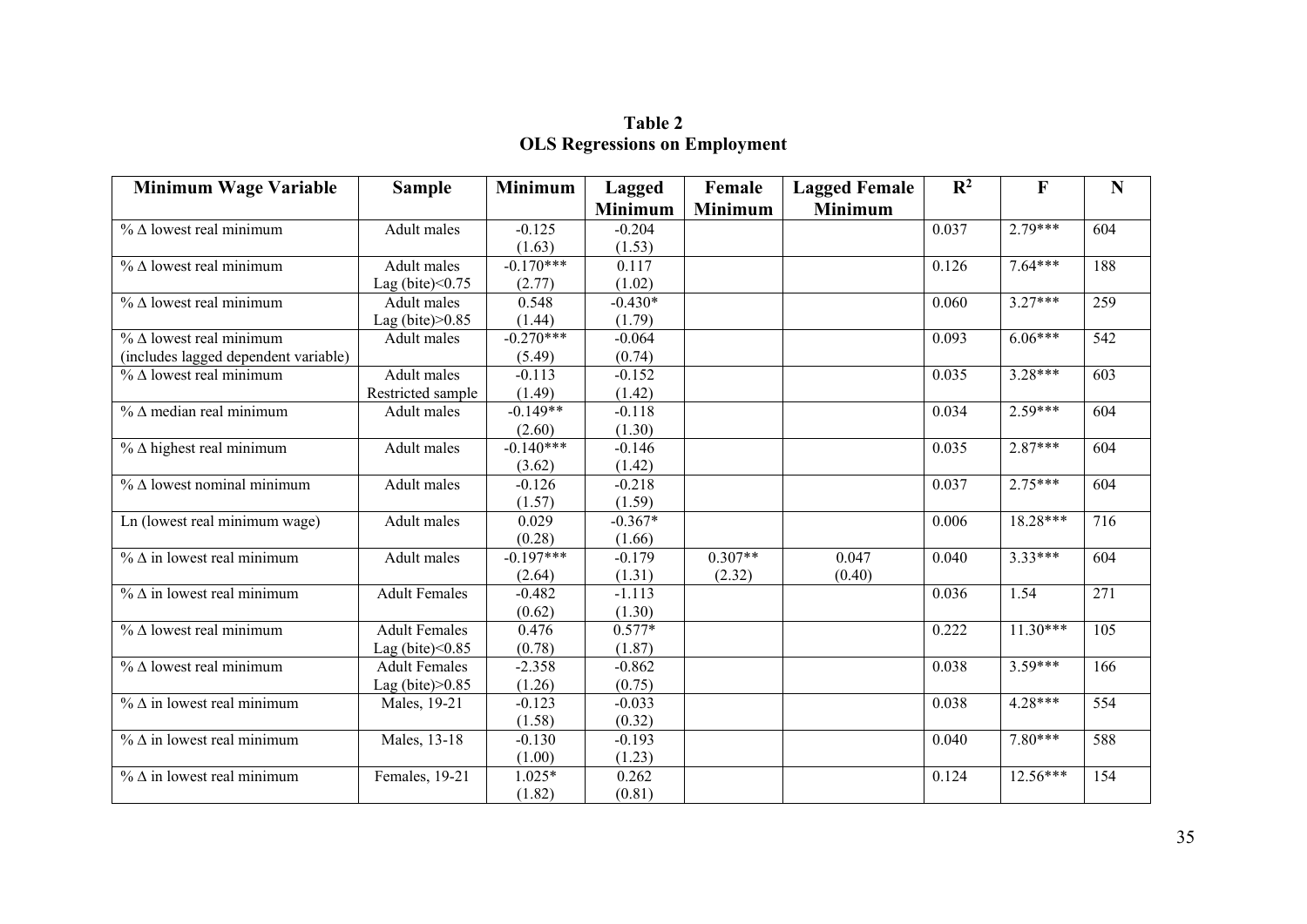**Table 2**
**OLS Regressions on Employment**

| Minimum Wage Variable | Sample | Minimum | Lagged Minimum | Female Minimum | Lagged Female Minimum | $R^2$ | F | N |
|---|---|---|---|---|---|---|---|---|
| % Δ lowest real minimum | Adult males | -0.125<br>(1.63) | -0.204<br>(1.53) | | | 0.037 | 2.79*** | 604 |
| % Δ lowest real minimum | Adult males<br>Lag (bite)<0.75 | -0.170***<br>(2.77) | 0.117<br>(1.02) | | | 0.126 | 7.64*** | 188 |
| % Δ lowest real minimum | Adult males<br>Lag (bite)>0.85 | 0.548<br>(1.44) | -0.430*<br>(1.79) | | | 0.060 | 3.27*** | 259 |
| % Δ lowest real minimum<br>(includes lagged dependent variable) | Adult males | -0.270***<br>(5.49) | -0.064<br>(0.74) | | | 0.093 | 6.06*** | 542 |
| % Δ lowest real minimum | Adult males<br>Restricted sample | -0.113<br>(1.49) | -0.152<br>(1.42) | | | 0.035 | 3.28*** | 603 |
| % Δ median real minimum | Adult males | -0.149**<br>(2.60) | -0.118<br>(1.30) | | | 0.034 | 2.59*** | 604 |
| % Δ highest real minimum | Adult males | -0.140***<br>(3.62) | -0.146<br>(1.42) | | | 0.035 | 2.87*** | 604 |
| % Δ lowest nominal minimum | Adult males | -0.126<br>(1.57) | -0.218<br>(1.59) | | | 0.037 | 2.75*** | 604 |
| Ln (lowest real minimum wage) | Adult males | 0.029<br>(0.28) | -0.367*<br>(1.66) | | | 0.006 | 18.28*** | 716 |
| % Δ in lowest real minimum | Adult males | -0.197***<br>(2.64) | -0.179<br>(1.31) | 0.307**<br>(2.32) | 0.047<br>(0.40) | 0.040 | 3.33*** | 604 |
| % Δ in lowest real minimum | Adult Females | -0.482<br>(0.62) | -1.113<br>(1.30) | | | 0.036 | 1.54 | 271 |
| % Δ lowest real minimum | Adult Females<br>Lag (bite)<0.85 | 0.476<br>(0.78) | 0.577*<br>(1.87) | | | 0.222 | 11.30*** | 105 |
| % Δ lowest real minimum | Adult Females<br>Lag (bite)>0.85 | -2.358<br>(1.26) | -0.862<br>(0.75) | | | 0.038 | 3.59*** | 166 |
| % Δ in lowest real minimum | Males, 19-21 | -0.123<br>(1.58) | -0.033<br>(0.32) | | | 0.038 | 4.28*** | 554 |
| % Δ in lowest real minimum | Males, 13-18 | -0.130<br>(1.00) | -0.193<br>(1.23) | | | 0.040 | 7.80*** | 588 |
| % Δ in lowest real minimum | Females, 19-21 | 1.025*<br>(1.82) | 0.262<br>(0.81) | | | 0.124 | 12.56*** | 154 |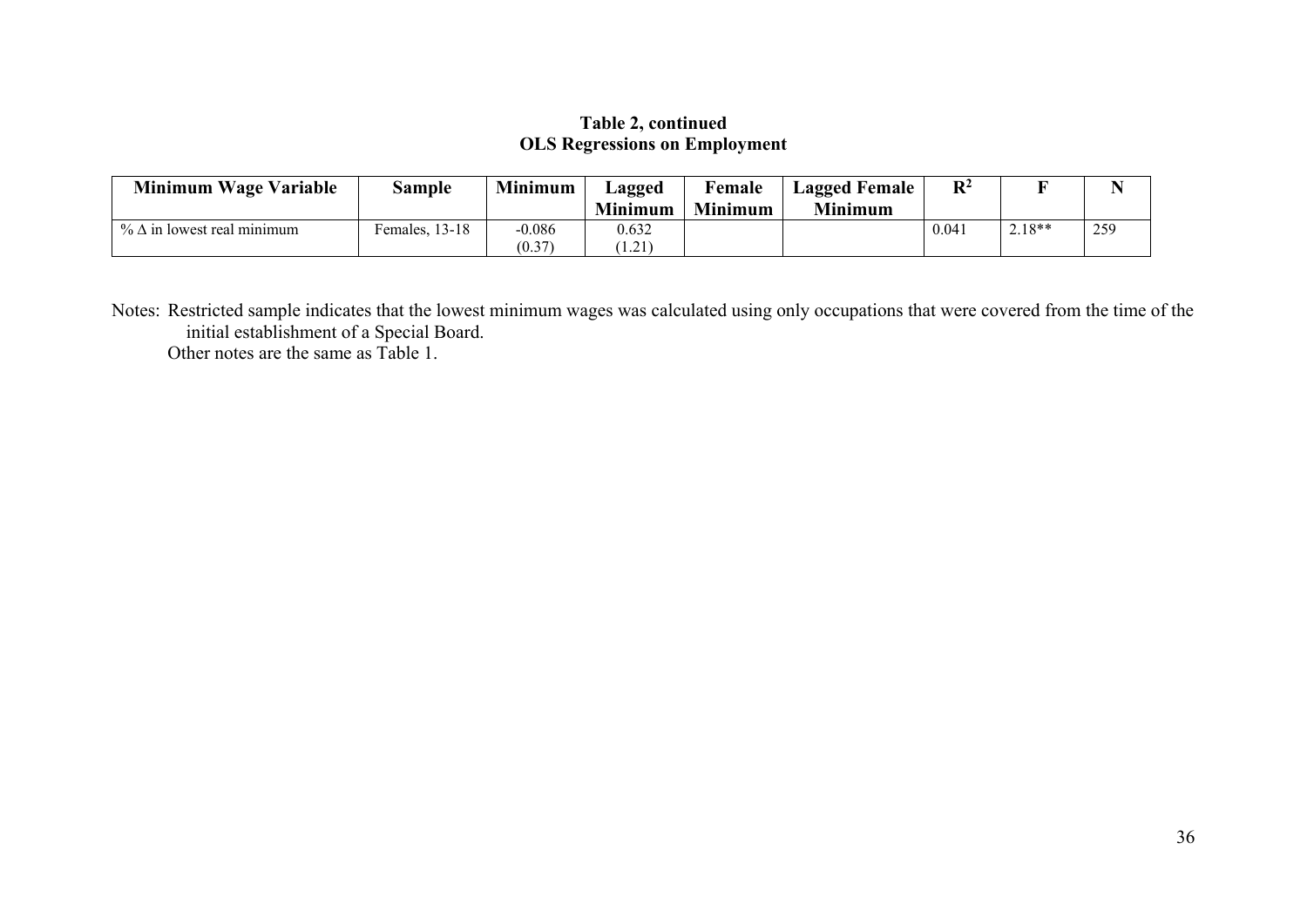**Table 2, continued**
**OLS Regressions on Employment**

| Minimum Wage Variable | Sample | Minimum | Lagged Minimum | Female Minimum | Lagged Female Minimum | $R^2$ | F | N |
|---|---|---|---|---|---|---|---|---|
| % Δ in lowest real minimum | Females, 13-18 | -0.086<br>(0.37) | 0.632<br>(1.21) | | | 0.041 | 2.18** | 259 |

Notes: Restricted sample indicates that the lowest minimum wages was calculated using only occupations that were covered from the time of the initial establishment of a Special Board.

Other notes are the same as Table 1.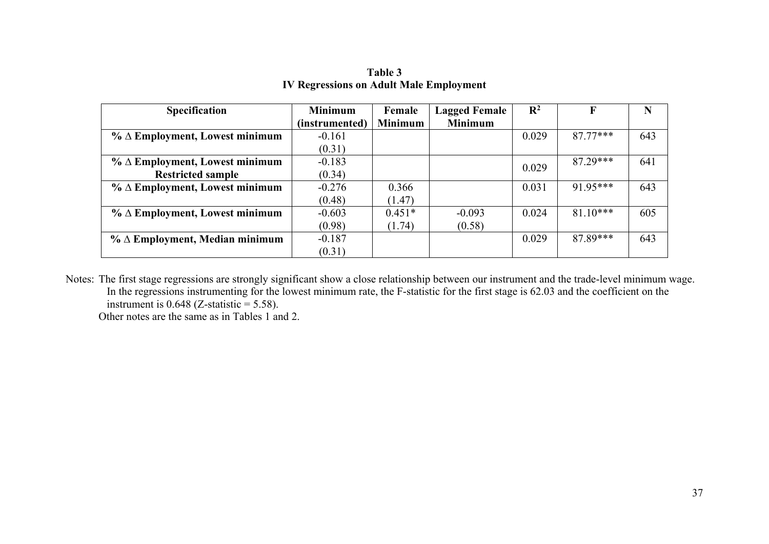**Table 3**
**IV Regressions on Adult Male Employment**

| Specification | Minimum (instrumented) | Female Minimum | Lagged Female Minimum | $R^2$ | F | N |
|---|---|---|---|---|---|---|
| **% Δ Employment, Lowest minimum** | -0.161 (0.31) | | | 0.029 | 87.77*** | 643 |
| **% Δ Employment, Lowest minimum Restricted sample** | -0.183 (0.34) | | | 0.029 | 87.29*** | 641 |
| **% Δ Employment, Lowest minimum** | -0.276 (0.48) | 0.366 (1.47) | | 0.031 | 91.95*** | 643 |
| **% Δ Employment, Lowest minimum** | -0.603 (0.98) | 0.451* (1.74) | -0.093 (0.58) | 0.024 | 81.10*** | 605 |
| **% Δ Employment, Median minimum** | -0.187 (0.31) | | | 0.029 | 87.89*** | 643 |

Notes: The first stage regressions are strongly significant show a close relationship between our instrument and the trade-level minimum wage. In the regressions instrumenting for the lowest minimum rate, the F-statistic for the first stage is 62.03 and the coefficient on the instrument is 0.648 (Z-statistic = 5.58).
Other notes are the same as in Tables 1 and 2.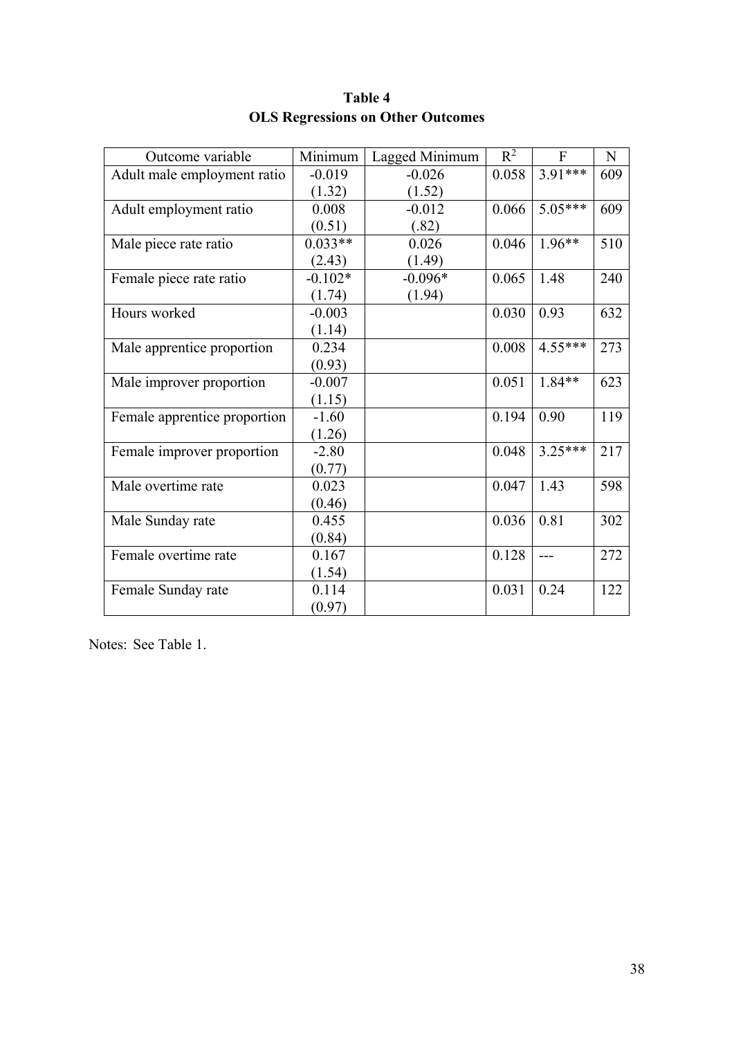**Table 4**
**OLS Regressions on Other Outcomes**

| Outcome variable | Minimum | Lagged Minimum | $R^2$ | F | N |
|---|---|---|---|---|---|
| Adult male employment ratio | -0.019<br>(1.32) | -0.026<br>(1.52) | 0.058 | 3.91*** | 609 |
| Adult employment ratio | 0.008<br>(0.51) | -0.012<br>(.82) | 0.066 | 5.05*** | 609 |
| Male piece rate ratio | 0.033**<br>(2.43) | 0.026<br>(1.49) | 0.046 | 1.96** | 510 |
| Female piece rate ratio | -0.102*<br>(1.74) | -0.096*<br>(1.94) | 0.065 | 1.48 | 240 |
| Hours worked | -0.003<br>(1.14) | | 0.030 | 0.93 | 632 |
| Male apprentice proportion | 0.234<br>(0.93) | | 0.008 | 4.55*** | 273 |
| Male improver proportion | -0.007<br>(1.15) | | 0.051 | 1.84** | 623 |
| Female apprentice proportion | -1.60<br>(1.26) | | 0.194 | 0.90 | 119 |
| Female improver proportion | -2.80<br>(0.77) | | 0.048 | 3.25*** | 217 |
| Male overtime rate | 0.023<br>(0.46) | | 0.047 | 1.43 | 598 |
| Male Sunday rate | 0.455<br>(0.84) | | 0.036 | 0.81 | 302 |
| Female overtime rate | 0.167<br>(1.54) | | 0.128 | --- | 272 |
| Female Sunday rate | 0.114<br>(0.97) | | 0.031 | 0.24 | 122 |

Notes: See Table 1.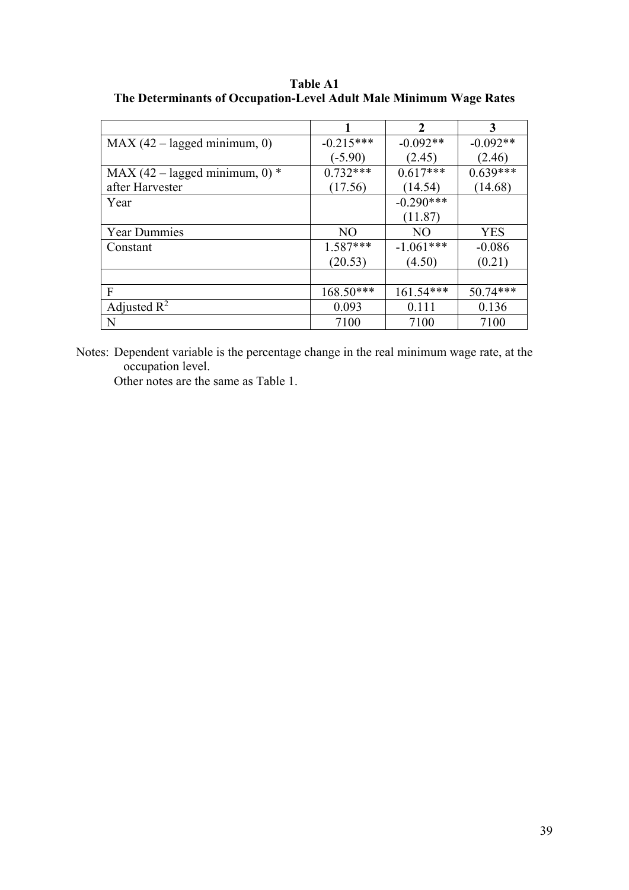**Table A1**
**The Determinants of Occupation-Level Adult Male Minimum Wage Rates**

| | **1** | **2** | **3** |
|---|---|---|---|
| MAX (42 – lagged minimum, 0) | -0.215*** | -0.092** | -0.092** |
| | (-5.90) | (2.45) | (2.46) |
| MAX (42 – lagged minimum, 0) * after Harvester | 0.732*** | 0.617*** | 0.639*** |
| | (17.56) | (14.54) | (14.68) |
| Year | | -0.290*** | |
| | | (11.87) | |
| Year Dummies | NO | NO | YES |
| Constant | 1.587*** | -1.061*** | -0.086 |
| | (20.53) | (4.50) | (0.21) |
| | | | |
| F | 168.50*** | 161.54*** | 50.74*** |
| Adjusted $R^2$ | 0.093 | 0.111 | 0.136 |
| N | 7100 | 7100 | 7100 |

Notes: Dependent variable is the percentage change in the real minimum wage rate, at the occupation level.
Other notes are the same as Table 1.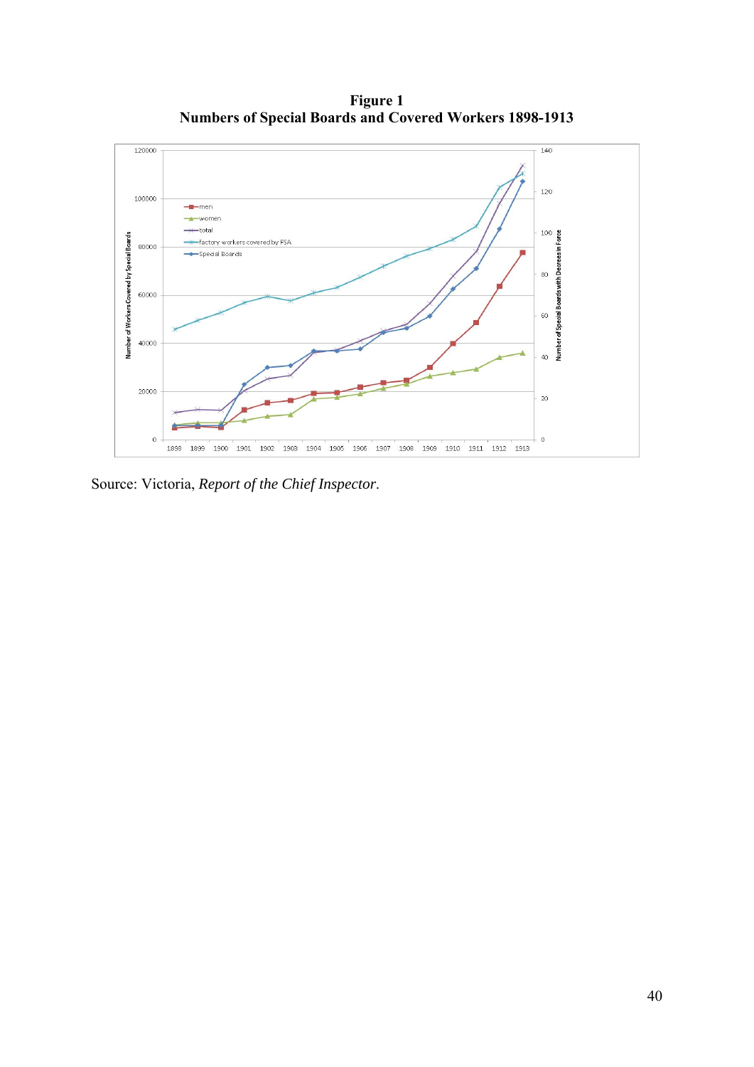**Figure 1**
**Numbers of Special Boards and Covered Workers 1898-1913**

Source: Victoria, *Report of the Chief Inspector*.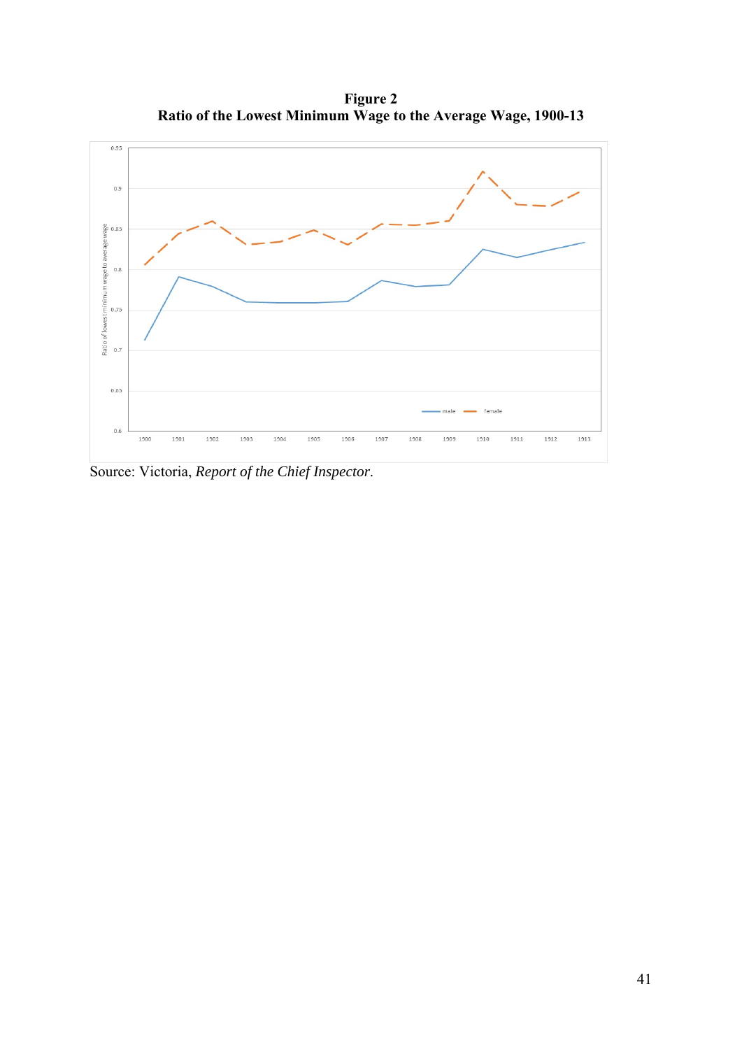**Figure 2**
**Ratio of the Lowest Minimum Wage to the Average Wage, 1900-13**

Source: Victoria, *Report of the Chief Inspector*.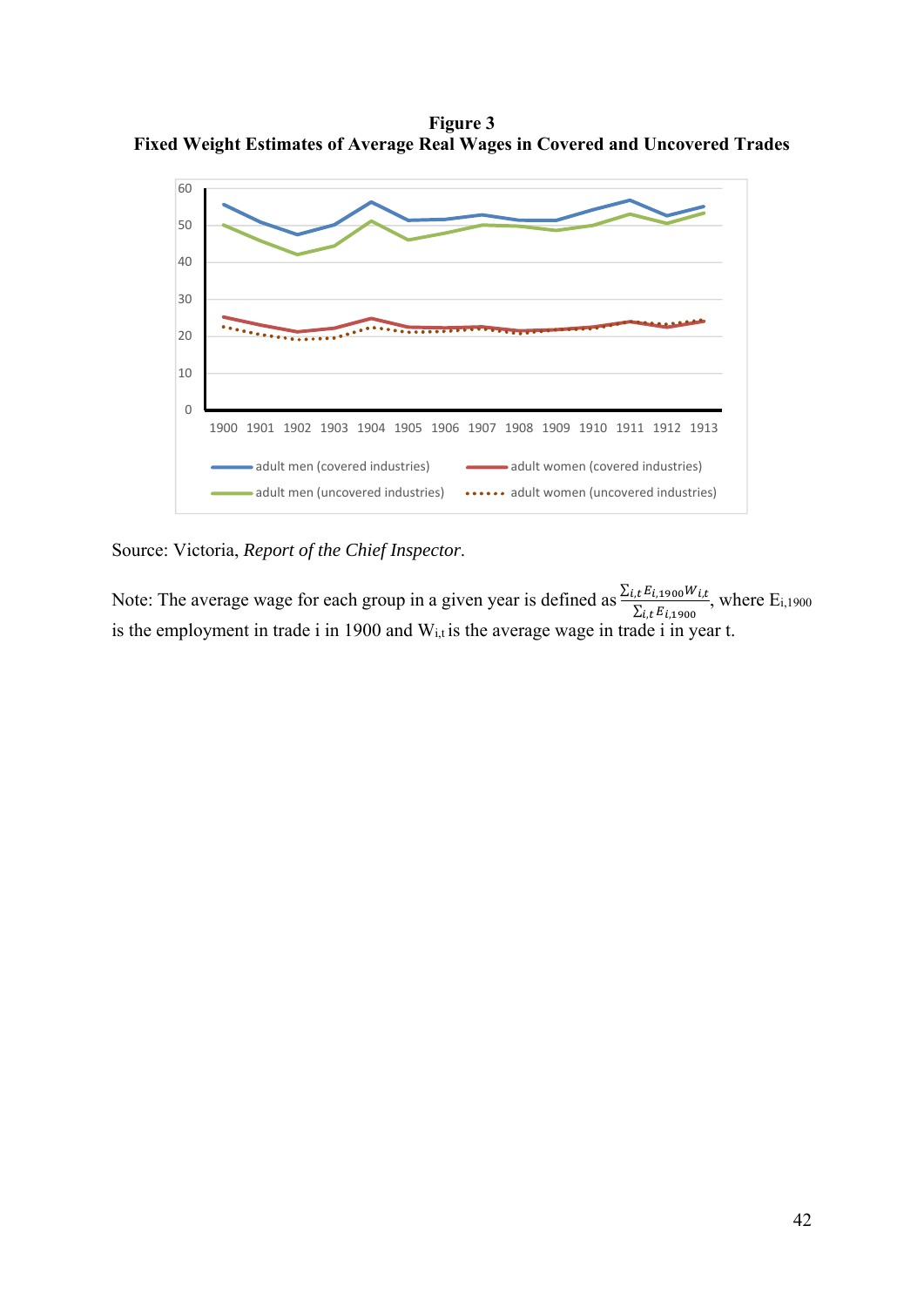**Figure 3**
**Fixed Weight Estimates of Average Real Wages in Covered and Uncovered Trades**

Source: Victoria, *Report of the Chief Inspector*.

Note: The average wage for each group in a given year is defined as $\frac{\sum_{i,t} E_{i,1900} W_{i,t}}{\sum_{i,t} E_{i,1900}}$, where $E_{i,1900}$ is the employment in trade i in 1900 and $W_{i,t}$ is the average wage in trade i in year t.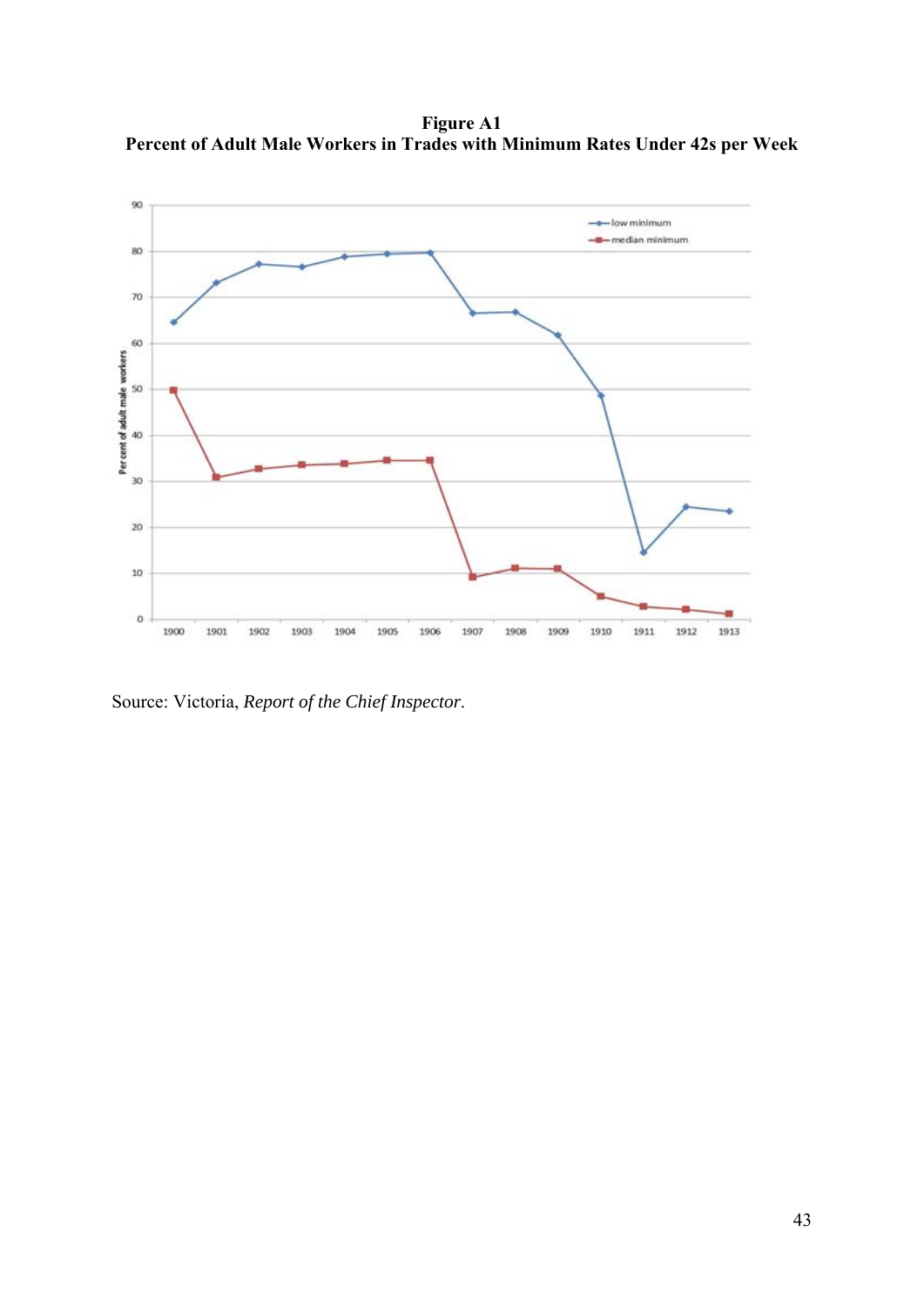**Figure A1**
**Percent of Adult Male Workers in Trades with Minimum Rates Under 42s per Week**

90
80
70
60
50
40
30
20
10
0

Per cent of adult male workers

1900 1901 1902 1903 1904 1905 1906 1907 1908 1909 1910 1911 1912 1913

low minimum
median minimum

Source: Victoria, *Report of the Chief Inspector*.